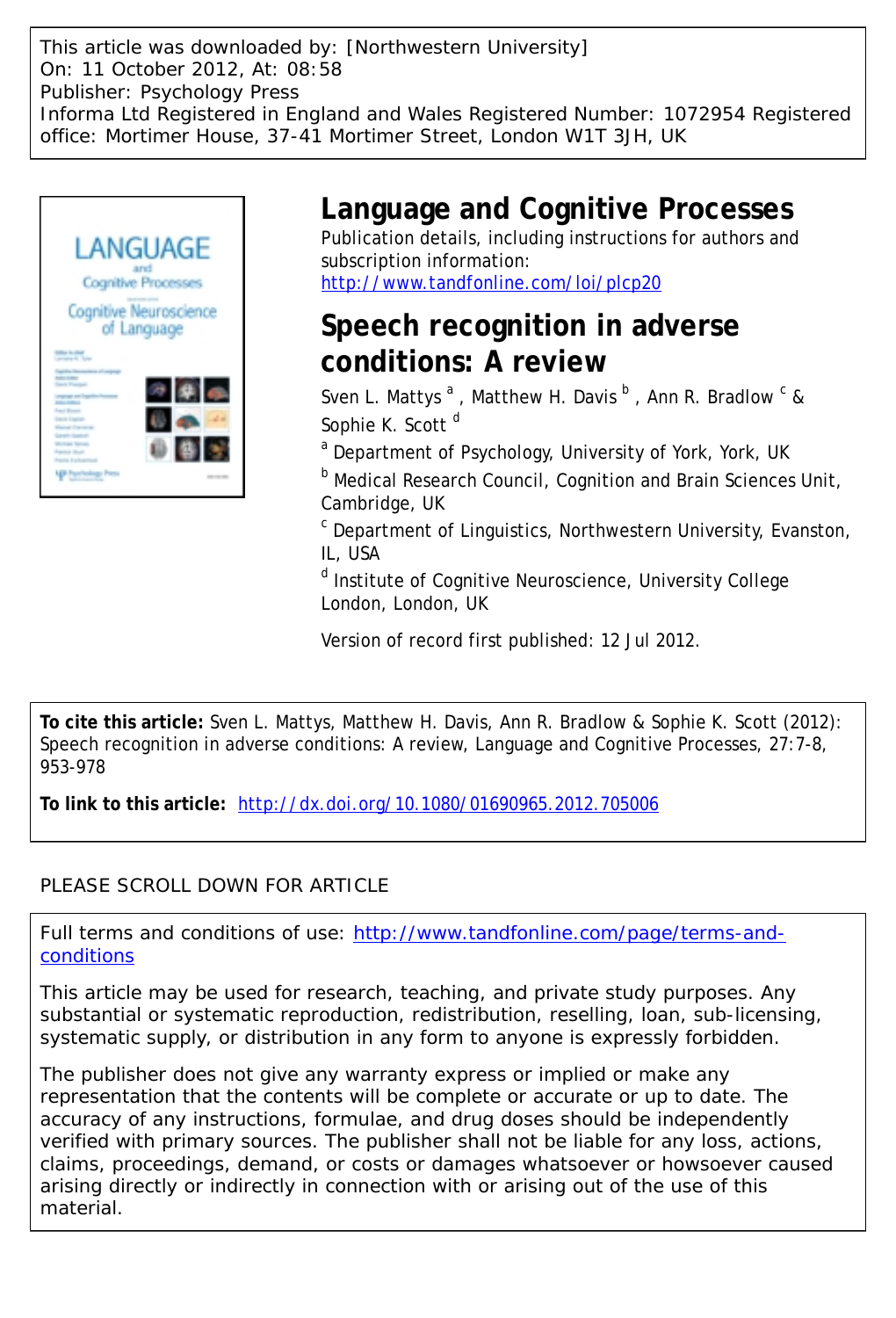This article was downloaded by: [Northwestern University]
On: 11 October 2012, At: 08:58
Publisher: Psychology Press
Informa Ltd Registered in England and Wales Registered Number: 1072954 Registered office: Mortimer House, 37-41 Mortimer Street, London W1T 3JH, UK

# Language and Cognitive Processes

Publication details, including instructions for authors and subscription information:
http://www.tandfonline.com/loi/plcp20

# Speech recognition in adverse conditions: A review

Sven L. Mattys [a], Matthew H. Davis [b], Ann R. Bradlow [c] & Sophie K. Scott [d]

[a] Department of Psychology, University of York, York, UK

[b] Medical Research Council, Cognition and Brain Sciences Unit, Cambridge, UK

[c] Department of Linguistics, Northwestern University, Evanston, IL, USA

[d] Institute of Cognitive Neuroscience, University College London, London, UK

Version of record first published: 12 Jul 2012.

**To cite this article:** Sven L. Mattys, Matthew H. Davis, Ann R. Bradlow & Sophie K. Scott (2012): Speech recognition in adverse conditions: A review, Language and Cognitive Processes, 27:7-8, 953-978

**To link to this article:** http://dx.doi.org/10.1080/01690965.2012.705006

PLEASE SCROLL DOWN FOR ARTICLE

Full terms and conditions of use: http://www.tandfonline.com/page/terms-and-conditions

This article may be used for research, teaching, and private study purposes. Any substantial or systematic reproduction, redistribution, reselling, loan, sub-licensing, systematic supply, or distribution in any form to anyone is expressly forbidden.

The publisher does not give any warranty express or implied or make any representation that the contents will be complete or accurate or up to date. The accuracy of any instructions, formulae, and drug doses should be independently verified with primary sources. The publisher shall not be liable for any loss, actions, claims, proceedings, demand, or costs or damages whatsoever or howsoever caused arising directly or indirectly in connection with or arising out of the use of this material.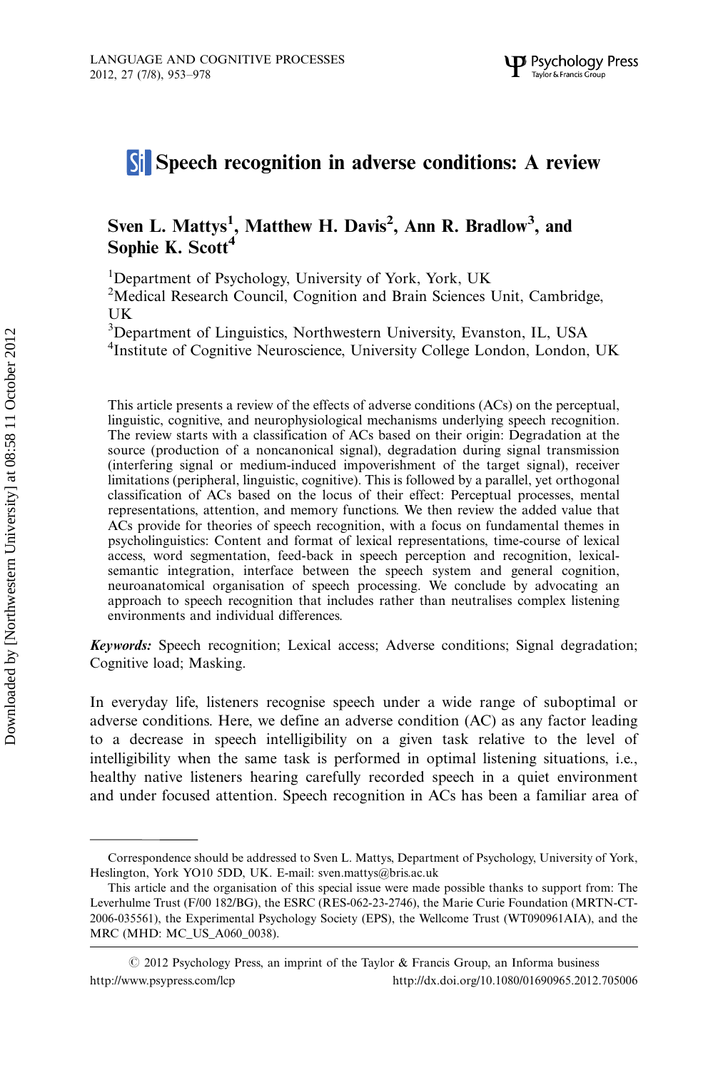# Speech recognition in adverse conditions: A review

**Sven L. Mattys[1], Matthew H. Davis[2], Ann R. Bradlow[3], and Sophie K. Scott[4]**

[1]Department of Psychology, University of York, York, UK
[2]Medical Research Council, Cognition and Brain Sciences Unit, Cambridge, UK
[3]Department of Linguistics, Northwestern University, Evanston, IL, USA
[4]Institute of Cognitive Neuroscience, University College London, London, UK

This article presents a review of the effects of adverse conditions (ACs) on the perceptual, linguistic, cognitive, and neurophysiological mechanisms underlying speech recognition. The review starts with a classification of ACs based on their origin: Degradation at the source (production of a noncanonical signal), degradation during signal transmission (interfering signal or medium-induced impoverishment of the target signal), receiver limitations (peripheral, linguistic, cognitive). This is followed by a parallel, yet orthogonal classification of ACs based on the locus of their effect: Perceptual processes, mental representations, attention, and memory functions. We then review the added value that ACs provide for theories of speech recognition, with a focus on fundamental themes in psycholinguistics: Content and format of lexical representations, time-course of lexical access, word segmentation, feed-back in speech perception and recognition, lexical-semantic integration, interface between the speech system and general cognition, neuroanatomical organisation of speech processing. We conclude by advocating an approach to speech recognition that includes rather than neutralises complex listening environments and individual differences.

***Keywords:*** Speech recognition; Lexical access; Adverse conditions; Signal degradation; Cognitive load; Masking.

In everyday life, listeners recognise speech under a wide range of suboptimal or adverse conditions. Here, we define an adverse condition (AC) as any factor leading to a decrease in speech intelligibility on a given task relative to the level of intelligibility when the same task is performed in optimal listening situations, i.e., healthy native listeners hearing carefully recorded speech in a quiet environment and under focused attention. Speech recognition in ACs has been a familiar area of

---

Correspondence should be addressed to Sven L. Mattys, Department of Psychology, University of York, Heslington, York YO10 5DD, UK. E-mail: sven.mattys@bris.ac.uk

This article and the organisation of this special issue were made possible thanks to support from: The Leverhulme Trust (F/00 182/BG), the ESRC (RES-062-23-2746), the Marie Curie Foundation (MRTN-CT-2006-035561), the Experimental Psychology Society (EPS), the Wellcome Trust (WT090961AIA), and the MRC (MHD: MC_US_A060_0038).

© 2012 Psychology Press, an imprint of the Taylor & Francis Group, an Informa business
http://www.psypress.com/lcp http://dx.doi.org/10.1080/01690965.2012.705006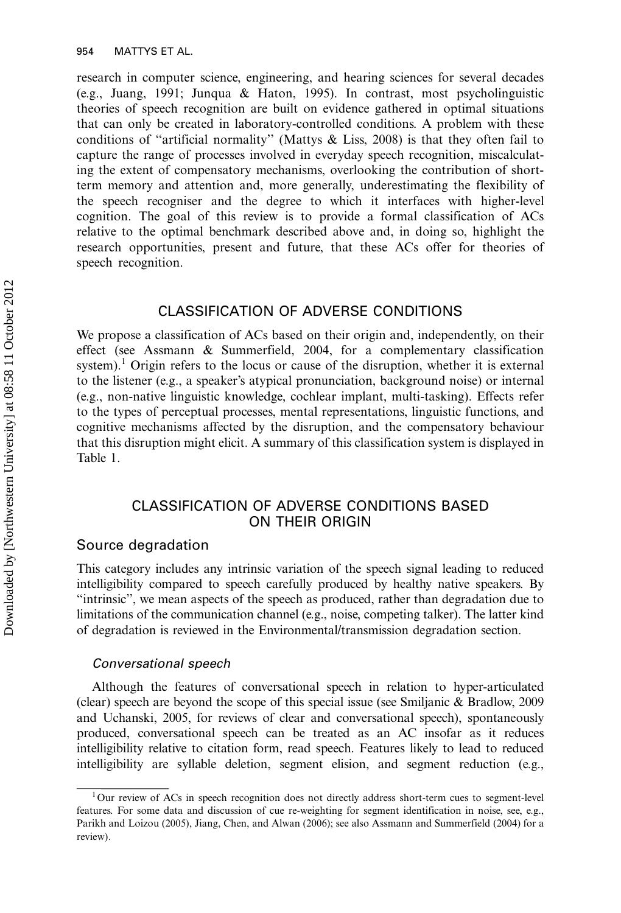research in computer science, engineering, and hearing sciences for several decades (e.g., Juang, 1991; Junqua & Haton, 1995). In contrast, most psycholinguistic theories of speech recognition are built on evidence gathered in optimal situations that can only be created in laboratory-controlled conditions. A problem with these conditions of "artificial normality" (Mattys & Liss, 2008) is that they often fail to capture the range of processes involved in everyday speech recognition, miscalculating the extent of compensatory mechanisms, overlooking the contribution of short-term memory and attention and, more generally, underestimating the flexibility of the speech recogniser and the degree to which it interfaces with higher-level cognition. The goal of this review is to provide a formal classification of ACs relative to the optimal benchmark described above and, in doing so, highlight the research opportunities, present and future, that these ACs offer for theories of speech recognition.

## CLASSIFICATION OF ADVERSE CONDITIONS

We propose a classification of ACs based on their origin and, independently, on their effect (see Assmann & Summerfield, 2004, for a complementary classification system).[1] Origin refers to the locus or cause of the disruption, whether it is external to the listener (e.g., a speaker's atypical pronunciation, background noise) or internal (e.g., non-native linguistic knowledge, cochlear implant, multi-tasking). Effects refer to the types of perceptual processes, mental representations, linguistic functions, and cognitive mechanisms affected by the disruption, and the compensatory behaviour that this disruption might elicit. A summary of this classification system is displayed in Table 1.

## CLASSIFICATION OF ADVERSE CONDITIONS BASED ON THEIR ORIGIN

### Source degradation

This category includes any intrinsic variation of the speech signal leading to reduced intelligibility compared to speech carefully produced by healthy native speakers. By "intrinsic", we mean aspects of the speech as produced, rather than degradation due to limitations of the communication channel (e.g., noise, competing talker). The latter kind of degradation is reviewed in the Environmental/transmission degradation section.

#### *Conversational speech*

Although the features of conversational speech in relation to hyper-articulated (clear) speech are beyond the scope of this special issue (see Smiljanic & Bradlow, 2009 and Uchanski, 2005, for reviews of clear and conversational speech), spontaneously produced, conversational speech can be treated as an AC insofar as it reduces intelligibility relative to citation form, read speech. Features likely to lead to reduced intelligibility are syllable deletion, segment elision, and segment reduction (e.g.,

[1] Our review of ACs in speech recognition does not directly address short-term cues to segment-level features. For some data and discussion of cue re-weighting for segment identification in noise, see, e.g., Parikh and Loizou (2005), Jiang, Chen, and Alwan (2006); see also Assmann and Summerfield (2004) for a review).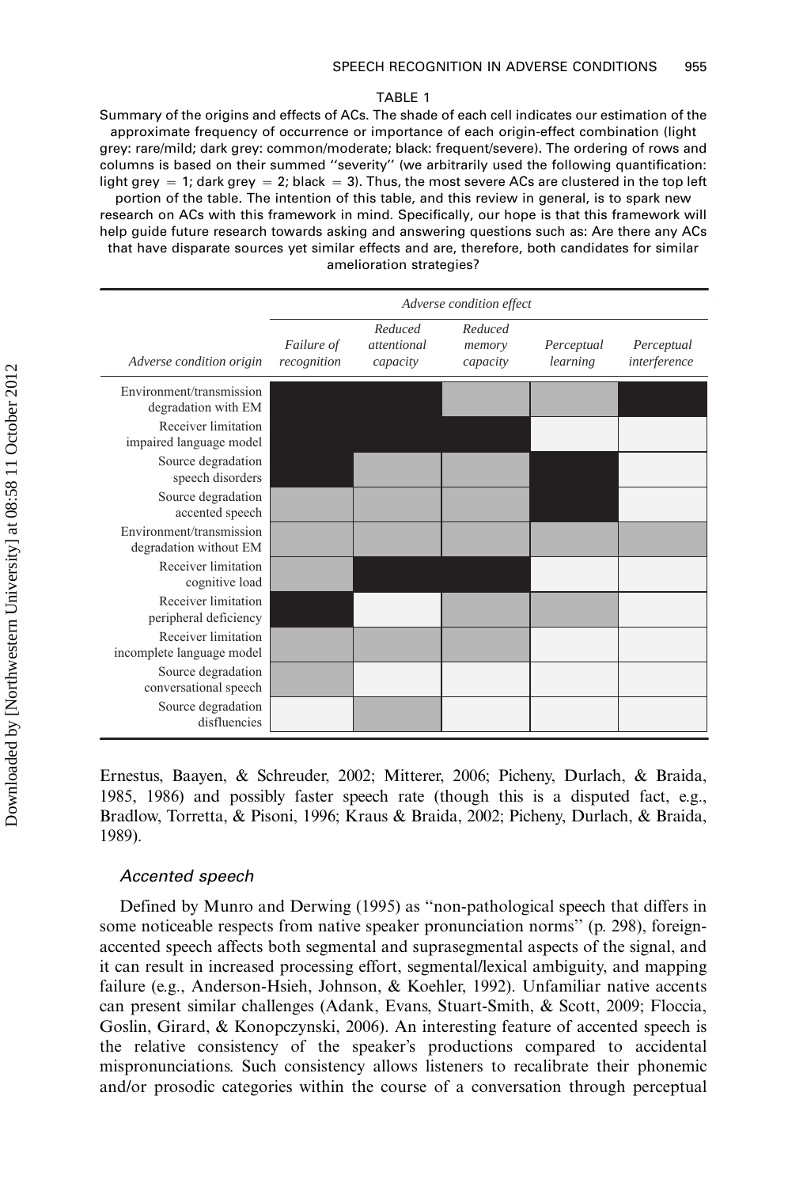TABLE 1

Summary of the origins and effects of ACs. The shade of each cell indicates our estimation of the approximate frequency of occurrence or importance of each origin-effect combination (light grey: rare/mild; dark grey: common/moderate; black: frequent/severe). The ordering of rows and columns is based on their summed ''severity'' (we arbitrarily used the following quantification: light grey = 1; dark grey = 2; black = 3). Thus, the most severe ACs are clustered in the top left portion of the table. The intention of this table, and this review in general, is to spark new research on ACs with this framework in mind. Specifically, our hope is that this framework will help guide future research towards asking and answering questions such as: Are there any ACs that have disparate sources yet similar effects and are, therefore, both candidates for similar amelioration strategies?

| | *Adverse condition effect* | | | | |
|---|---|---|---|---|---|
| *Adverse condition origin* | *Failure of recognition* | *Reduced attentional capacity* | *Reduced memory capacity* | *Perceptual learning* | *Perceptual interference* |
| Environment/transmission degradation with EM | black | black | dark grey | dark grey | black |
| Receiver limitation impaired language model | black | black | black | light grey | light grey |
| Source degradation speech disorders | black | dark grey | dark grey | black | light grey |
| Source degradation accented speech | dark grey | dark grey | dark grey | black | light grey |
| Environment/transmission degradation without EM | dark grey | dark grey | dark grey | dark grey | dark grey |
| Receiver limitation cognitive load | dark grey | black | black | light grey | light grey |
| Receiver limitation peripheral deficiency | black | light grey | dark grey | dark grey | light grey |
| Receiver limitation incomplete language model | dark grey | dark grey | dark grey | light grey | light grey |
| Source degradation conversational speech | dark grey | light grey | light grey | light grey | light grey |
| Source degradation disfluencies | light grey | dark grey | light grey | light grey | light grey |

Ernestus, Baayen, & Schreuder, 2002; Mitterer, 2006; Picheny, Durlach, & Braida, 1985, 1986) and possibly faster speech rate (though this is a disputed fact, e.g., Bradlow, Torretta, & Pisoni, 1996; Kraus & Braida, 2002; Picheny, Durlach, & Braida, 1989).

### *Accented speech*

Defined by Munro and Derwing (1995) as ''non-pathological speech that differs in some noticeable respects from native speaker pronunciation norms'' (p. 298), foreign-accented speech affects both segmental and suprasegmental aspects of the signal, and it can result in increased processing effort, segmental/lexical ambiguity, and mapping failure (e.g., Anderson-Hsieh, Johnson, & Koehler, 1992). Unfamiliar native accents can present similar challenges (Adank, Evans, Stuart-Smith, & Scott, 2009; Floccia, Goslin, Girard, & Konopczynski, 2006). An interesting feature of accented speech is the relative consistency of the speaker's productions compared to accidental mispronunciations. Such consistency allows listeners to recalibrate their phonemic and/or prosodic categories within the course of a conversation through perceptual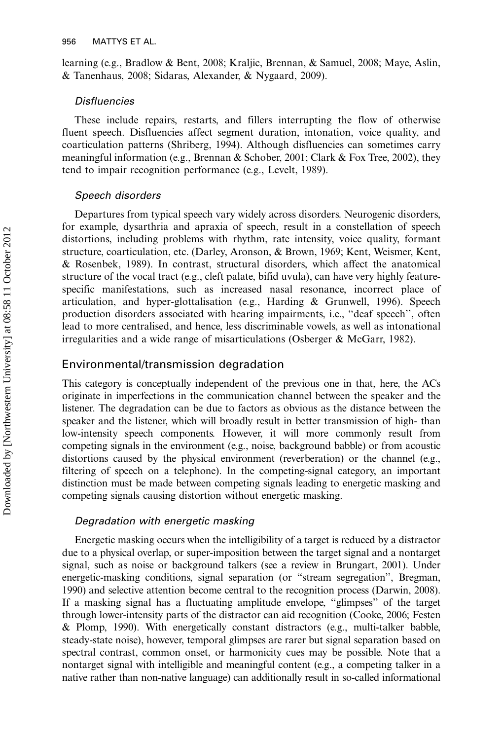learning (e.g., Bradlow & Bent, 2008; Kraljic, Brennan, & Samuel, 2008; Maye, Aslin, & Tanenhaus, 2008; Sidaras, Alexander, & Nygaard, 2009).

### *Disfluencies*

These include repairs, restarts, and fillers interrupting the flow of otherwise fluent speech. Disfluencies affect segment duration, intonation, voice quality, and coarticulation patterns (Shriberg, 1994). Although disfluencies can sometimes carry meaningful information (e.g., Brennan & Schober, 2001; Clark & Fox Tree, 2002), they tend to impair recognition performance (e.g., Levelt, 1989).

### *Speech disorders*

Departures from typical speech vary widely across disorders. Neurogenic disorders, for example, dysarthria and apraxia of speech, result in a constellation of speech distortions, including problems with rhythm, rate intensity, voice quality, formant structure, coarticulation, etc. (Darley, Aronson, & Brown, 1969; Kent, Weismer, Kent, & Rosenbek, 1989). In contrast, structural disorders, which affect the anatomical structure of the vocal tract (e.g., cleft palate, bifid uvula), can have very highly feature-specific manifestations, such as increased nasal resonance, incorrect place of articulation, and hyper-glottalisation (e.g., Harding & Grunwell, 1996). Speech production disorders associated with hearing impairments, i.e., "deaf speech", often lead to more centralised, and hence, less discriminable vowels, as well as intonational irregularities and a wide range of misarticulations (Osberger & McGarr, 1982).

## Environmental/transmission degradation

This category is conceptually independent of the previous one in that, here, the ACs originate in imperfections in the communication channel between the speaker and the listener. The degradation can be due to factors as obvious as the distance between the speaker and the listener, which will broadly result in better transmission of high- than low-intensity speech components. However, it will more commonly result from competing signals in the environment (e.g., noise, background babble) or from acoustic distortions caused by the physical environment (reverberation) or the channel (e.g., filtering of speech on a telephone). In the competing-signal category, an important distinction must be made between competing signals leading to energetic masking and competing signals causing distortion without energetic masking.

### *Degradation with energetic masking*

Energetic masking occurs when the intelligibility of a target is reduced by a distractor due to a physical overlap, or super-imposition between the target signal and a nontarget signal, such as noise or background talkers (see a review in Brungart, 2001). Under energetic-masking conditions, signal separation (or "stream segregation", Bregman, 1990) and selective attention become central to the recognition process (Darwin, 2008). If a masking signal has a fluctuating amplitude envelope, "glimpses" of the target through lower-intensity parts of the distractor can aid recognition (Cooke, 2006; Festen & Plomp, 1990). With energetically constant distractors (e.g., multi-talker babble, steady-state noise), however, temporal glimpses are rarer but signal separation based on spectral contrast, common onset, or harmonicity cues may be possible. Note that a nontarget signal with intelligible and meaningful content (e.g., a competing talker in a native rather than non-native language) can additionally result in so-called informational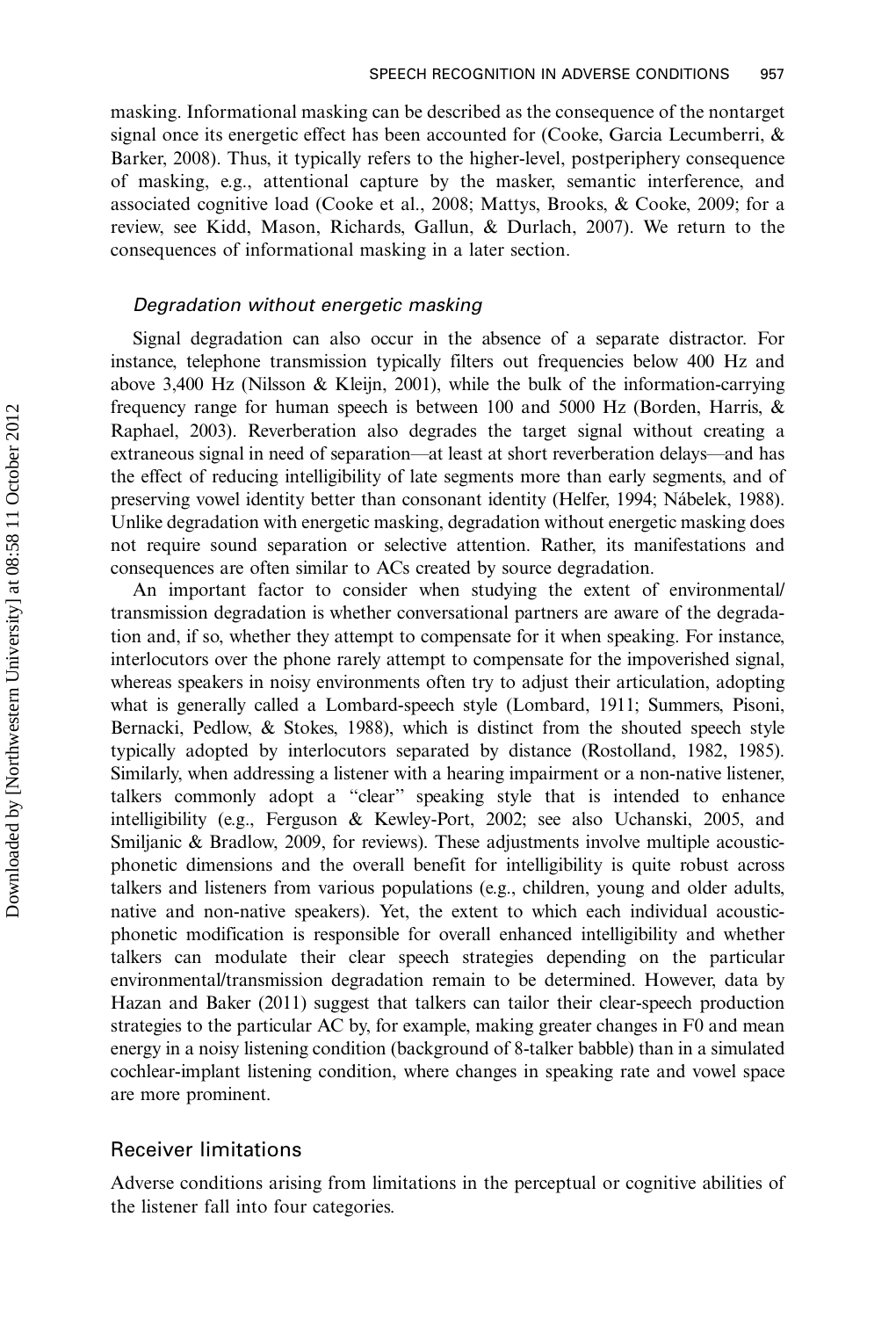masking. Informational masking can be described as the consequence of the nontarget signal once its energetic effect has been accounted for (Cooke, Garcia Lecumberri, & Barker, 2008). Thus, it typically refers to the higher-level, postperiphery consequence of masking, e.g., attentional capture by the masker, semantic interference, and associated cognitive load (Cooke et al., 2008; Mattys, Brooks, & Cooke, 2009; for a review, see Kidd, Mason, Richards, Gallun, & Durlach, 2007). We return to the consequences of informational masking in a later section.

### *Degradation without energetic masking*

Signal degradation can also occur in the absence of a separate distractor. For instance, telephone transmission typically filters out frequencies below 400 Hz and above 3,400 Hz (Nilsson & Kleijn, 2001), while the bulk of the information-carrying frequency range for human speech is between 100 and 5000 Hz (Borden, Harris, & Raphael, 2003). Reverberation also degrades the target signal without creating a extraneous signal in need of separation—at least at short reverberation delays—and has the effect of reducing intelligibility of late segments more than early segments, and of preserving vowel identity better than consonant identity (Helfer, 1994; Nábelek, 1988). Unlike degradation with energetic masking, degradation without energetic masking does not require sound separation or selective attention. Rather, its manifestations and consequences are often similar to ACs created by source degradation.

An important factor to consider when studying the extent of environmental/transmission degradation is whether conversational partners are aware of the degradation and, if so, whether they attempt to compensate for it when speaking. For instance, interlocutors over the phone rarely attempt to compensate for the impoverished signal, whereas speakers in noisy environments often try to adjust their articulation, adopting what is generally called a Lombard-speech style (Lombard, 1911; Summers, Pisoni, Bernacki, Pedlow, & Stokes, 1988), which is distinct from the shouted speech style typically adopted by interlocutors separated by distance (Rostolland, 1982, 1985). Similarly, when addressing a listener with a hearing impairment or a non-native listener, talkers commonly adopt a "clear" speaking style that is intended to enhance intelligibility (e.g., Ferguson & Kewley-Port, 2002; see also Uchanski, 2005, and Smiljanic & Bradlow, 2009, for reviews). These adjustments involve multiple acoustic-phonetic dimensions and the overall benefit for intelligibility is quite robust across talkers and listeners from various populations (e.g., children, young and older adults, native and non-native speakers). Yet, the extent to which each individual acoustic-phonetic modification is responsible for overall enhanced intelligibility and whether talkers can modulate their clear speech strategies depending on the particular environmental/transmission degradation remain to be determined. However, data by Hazan and Baker (2011) suggest that talkers can tailor their clear-speech production strategies to the particular AC by, for example, making greater changes in F0 and mean energy in a noisy listening condition (background of 8-talker babble) than in a simulated cochlear-implant listening condition, where changes in speaking rate and vowel space are more prominent.

## Receiver limitations

Adverse conditions arising from limitations in the perceptual or cognitive abilities of the listener fall into four categories.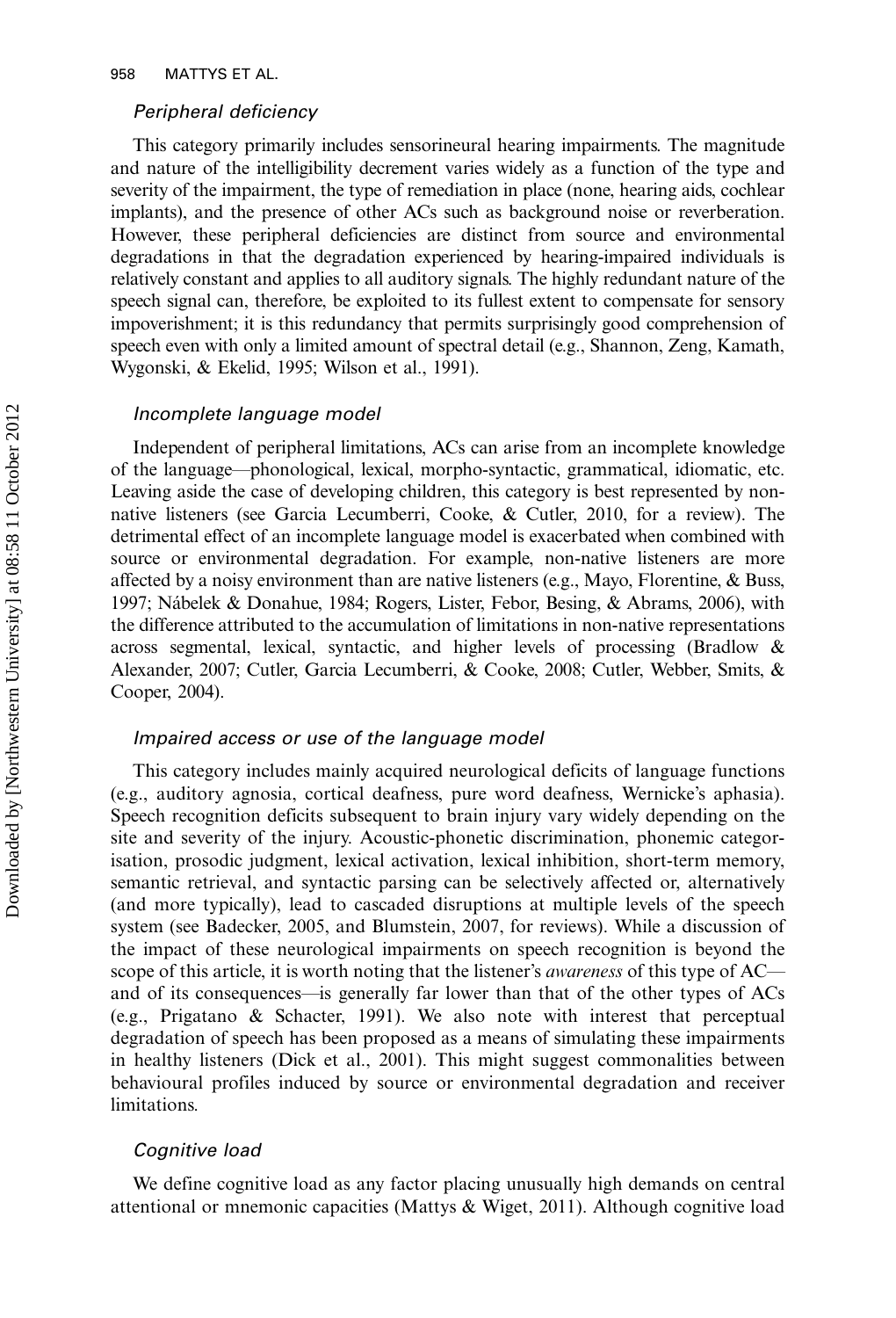### *Peripheral deficiency*

This category primarily includes sensorineural hearing impairments. The magnitude and nature of the intelligibility decrement varies widely as a function of the type and severity of the impairment, the type of remediation in place (none, hearing aids, cochlear implants), and the presence of other ACs such as background noise or reverberation. However, these peripheral deficiencies are distinct from source and environmental degradations in that the degradation experienced by hearing-impaired individuals is relatively constant and applies to all auditory signals. The highly redundant nature of the speech signal can, therefore, be exploited to its fullest extent to compensate for sensory impoverishment; it is this redundancy that permits surprisingly good comprehension of speech even with only a limited amount of spectral detail (e.g., Shannon, Zeng, Kamath, Wygonski, & Ekelid, 1995; Wilson et al., 1991).

### *Incomplete language model*

Independent of peripheral limitations, ACs can arise from an incomplete knowledge of the language—phonological, lexical, morpho-syntactic, grammatical, idiomatic, etc. Leaving aside the case of developing children, this category is best represented by non-native listeners (see Garcia Lecumberri, Cooke, & Cutler, 2010, for a review). The detrimental effect of an incomplete language model is exacerbated when combined with source or environmental degradation. For example, non-native listeners are more affected by a noisy environment than are native listeners (e.g., Mayo, Florentine, & Buss, 1997; Nábelek & Donahue, 1984; Rogers, Lister, Febor, Besing, & Abrams, 2006), with the difference attributed to the accumulation of limitations in non-native representations across segmental, lexical, syntactic, and higher levels of processing (Bradlow & Alexander, 2007; Cutler, Garcia Lecumberri, & Cooke, 2008; Cutler, Webber, Smits, & Cooper, 2004).

### *Impaired access or use of the language model*

This category includes mainly acquired neurological deficits of language functions (e.g., auditory agnosia, cortical deafness, pure word deafness, Wernicke's aphasia). Speech recognition deficits subsequent to brain injury vary widely depending on the site and severity of the injury. Acoustic-phonetic discrimination, phonemic categorisation, prosodic judgment, lexical activation, lexical inhibition, short-term memory, semantic retrieval, and syntactic parsing can be selectively affected or, alternatively (and more typically), lead to cascaded disruptions at multiple levels of the speech system (see Badecker, 2005, and Blumstein, 2007, for reviews). While a discussion of the impact of these neurological impairments on speech recognition is beyond the scope of this article, it is worth noting that the listener's *awareness* of this type of AC—and of its consequences—is generally far lower than that of the other types of ACs (e.g., Prigatano & Schacter, 1991). We also note with interest that perceptual degradation of speech has been proposed as a means of simulating these impairments in healthy listeners (Dick et al., 2001). This might suggest commonalities between behavioural profiles induced by source or environmental degradation and receiver limitations.

### *Cognitive load*

We define cognitive load as any factor placing unusually high demands on central attentional or mnemonic capacities (Mattys & Wiget, 2011). Although cognitive load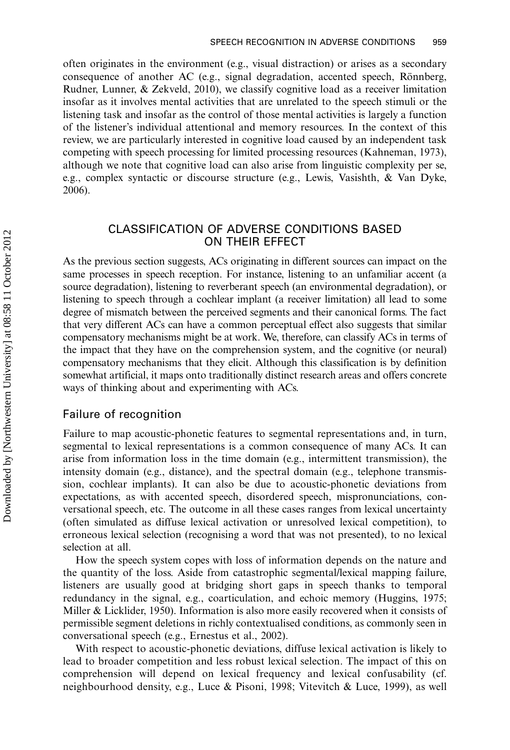often originates in the environment (e.g., visual distraction) or arises as a secondary consequence of another AC (e.g., signal degradation, accented speech, Rönnberg, Rudner, Lunner, & Zekveld, 2010), we classify cognitive load as a receiver limitation insofar as it involves mental activities that are unrelated to the speech stimuli or the listening task and insofar as the control of those mental activities is largely a function of the listener's individual attentional and memory resources. In the context of this review, we are particularly interested in cognitive load caused by an independent task competing with speech processing for limited processing resources (Kahneman, 1973), although we note that cognitive load can also arise from linguistic complexity per se, e.g., complex syntactic or discourse structure (e.g., Lewis, Vasishth, & Van Dyke, 2006).

## CLASSIFICATION OF ADVERSE CONDITIONS BASED ON THEIR EFFECT

As the previous section suggests, ACs originating in different sources can impact on the same processes in speech reception. For instance, listening to an unfamiliar accent (a source degradation), listening to reverberant speech (an environmental degradation), or listening to speech through a cochlear implant (a receiver limitation) all lead to some degree of mismatch between the perceived segments and their canonical forms. The fact that very different ACs can have a common perceptual effect also suggests that similar compensatory mechanisms might be at work. We, therefore, can classify ACs in terms of the impact that they have on the comprehension system, and the cognitive (or neural) compensatory mechanisms that they elicit. Although this classification is by definition somewhat artificial, it maps onto traditionally distinct research areas and offers concrete ways of thinking about and experimenting with ACs.

### Failure of recognition

Failure to map acoustic-phonetic features to segmental representations and, in turn, segmental to lexical representations is a common consequence of many ACs. It can arise from information loss in the time domain (e.g., intermittent transmission), the intensity domain (e.g., distance), and the spectral domain (e.g., telephone transmission, cochlear implants). It can also be due to acoustic-phonetic deviations from expectations, as with accented speech, disordered speech, mispronunciations, conversational speech, etc. The outcome in all these cases ranges from lexical uncertainty (often simulated as diffuse lexical activation or unresolved lexical competition), to erroneous lexical selection (recognising a word that was not presented), to no lexical selection at all.

How the speech system copes with loss of information depends on the nature and the quantity of the loss. Aside from catastrophic segmental/lexical mapping failure, listeners are usually good at bridging short gaps in speech thanks to temporal redundancy in the signal, e.g., coarticulation, and echoic memory (Huggins, 1975; Miller & Licklider, 1950). Information is also more easily recovered when it consists of permissible segment deletions in richly contextualised conditions, as commonly seen in conversational speech (e.g., Ernestus et al., 2002).

With respect to acoustic-phonetic deviations, diffuse lexical activation is likely to lead to broader competition and less robust lexical selection. The impact of this on comprehension will depend on lexical frequency and lexical confusability (cf. neighbourhood density, e.g., Luce & Pisoni, 1998; Vitevitch & Luce, 1999), as well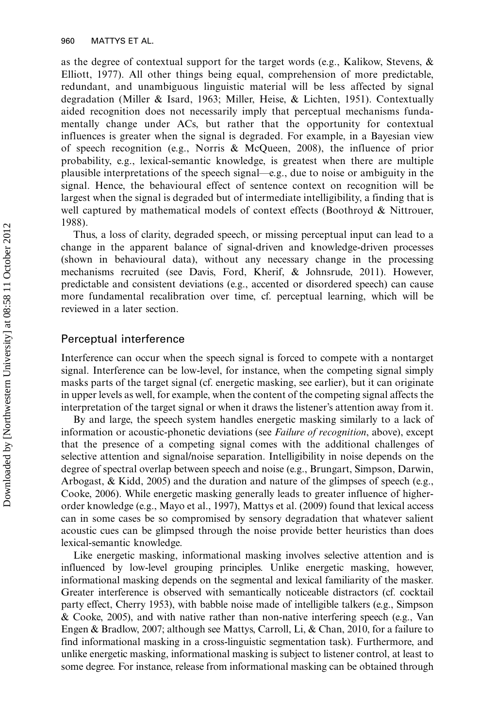as the degree of contextual support for the target words (e.g., Kalikow, Stevens, & Elliott, 1977). All other things being equal, comprehension of more predictable, redundant, and unambiguous linguistic material will be less affected by signal degradation (Miller & Isard, 1963; Miller, Heise, & Lichten, 1951). Contextually aided recognition does not necessarily imply that perceptual mechanisms fundamentally change under ACs, but rather that the opportunity for contextual influences is greater when the signal is degraded. For example, in a Bayesian view of speech recognition (e.g., Norris & McQueen, 2008), the influence of prior probability, e.g., lexical-semantic knowledge, is greatest when there are multiple plausible interpretations of the speech signal—e.g., due to noise or ambiguity in the signal. Hence, the behavioural effect of sentence context on recognition will be largest when the signal is degraded but of intermediate intelligibility, a finding that is well captured by mathematical models of context effects (Boothroyd & Nittrouer, 1988).

Thus, a loss of clarity, degraded speech, or missing perceptual input can lead to a change in the apparent balance of signal-driven and knowledge-driven processes (shown in behavioural data), without any necessary change in the processing mechanisms recruited (see Davis, Ford, Kherif, & Johnsrude, 2011). However, predictable and consistent deviations (e.g., accented or disordered speech) can cause more fundamental recalibration over time, cf. perceptual learning, which will be reviewed in a later section.

## Perceptual interference

Interference can occur when the speech signal is forced to compete with a nontarget signal. Interference can be low-level, for instance, when the competing signal simply masks parts of the target signal (cf. energetic masking, see earlier), but it can originate in upper levels as well, for example, when the content of the competing signal affects the interpretation of the target signal or when it draws the listener's attention away from it.

By and large, the speech system handles energetic masking similarly to a lack of information or acoustic-phonetic deviations (see *Failure of recognition*, above), except that the presence of a competing signal comes with the additional challenges of selective attention and signal/noise separation. Intelligibility in noise depends on the degree of spectral overlap between speech and noise (e.g., Brungart, Simpson, Darwin, Arbogast, & Kidd, 2005) and the duration and nature of the glimpses of speech (e.g., Cooke, 2006). While energetic masking generally leads to greater influence of higher-order knowledge (e.g., Mayo et al., 1997), Mattys et al. (2009) found that lexical access can in some cases be so compromised by sensory degradation that whatever salient acoustic cues can be glimpsed through the noise provide better heuristics than does lexical-semantic knowledge.

Like energetic masking, informational masking involves selective attention and is influenced by low-level grouping principles. Unlike energetic masking, however, informational masking depends on the segmental and lexical familiarity of the masker. Greater interference is observed with semantically noticeable distractors (cf. cocktail party effect, Cherry 1953), with babble noise made of intelligible talkers (e.g., Simpson & Cooke, 2005), and with native rather than non-native interfering speech (e.g., Van Engen & Bradlow, 2007; although see Mattys, Carroll, Li, & Chan, 2010, for a failure to find informational masking in a cross-linguistic segmentation task). Furthermore, and unlike energetic masking, informational masking is subject to listener control, at least to some degree. For instance, release from informational masking can be obtained through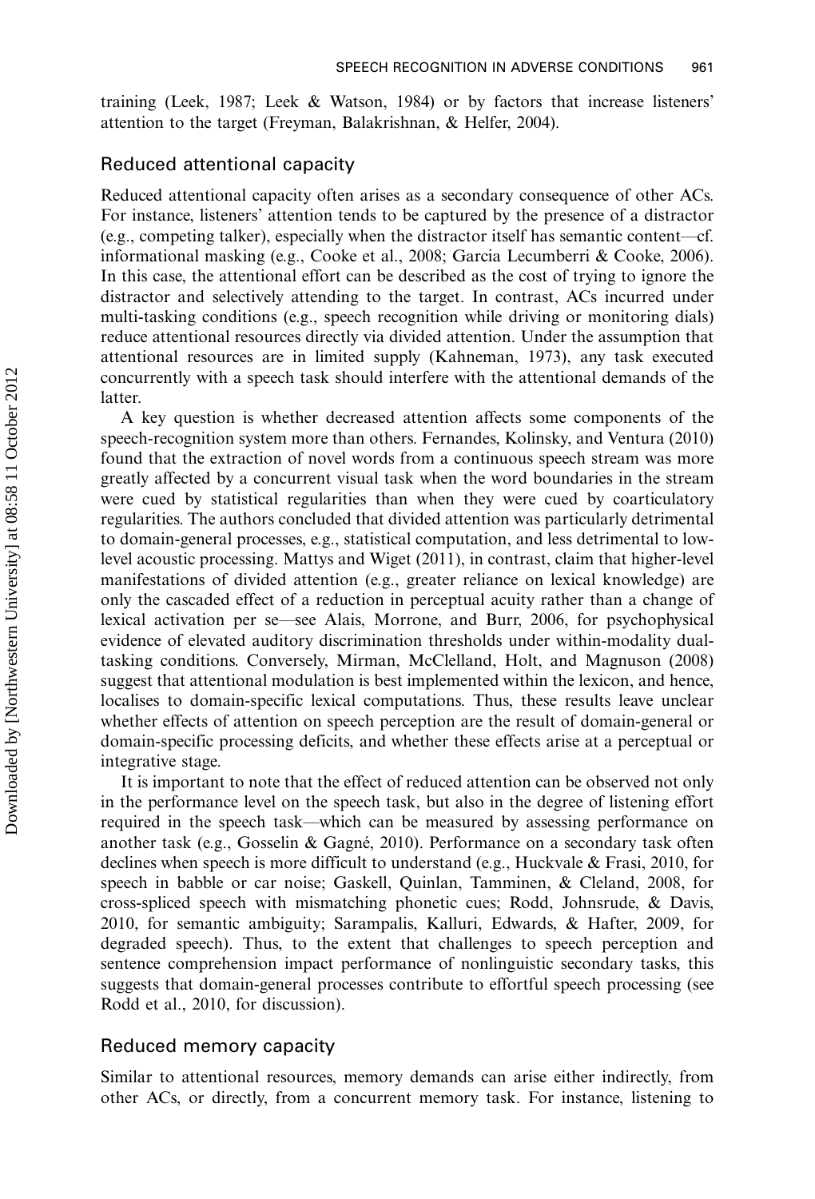training (Leek, 1987; Leek & Watson, 1984) or by factors that increase listeners' attention to the target (Freyman, Balakrishnan, & Helfer, 2004).

## Reduced attentional capacity

Reduced attentional capacity often arises as a secondary consequence of other ACs. For instance, listeners' attention tends to be captured by the presence of a distractor (e.g., competing talker), especially when the distractor itself has semantic content—cf. informational masking (e.g., Cooke et al., 2008; Garcia Lecumberri & Cooke, 2006). In this case, the attentional effort can be described as the cost of trying to ignore the distractor and selectively attending to the target. In contrast, ACs incurred under multi-tasking conditions (e.g., speech recognition while driving or monitoring dials) reduce attentional resources directly via divided attention. Under the assumption that attentional resources are in limited supply (Kahneman, 1973), any task executed concurrently with a speech task should interfere with the attentional demands of the latter.

A key question is whether decreased attention affects some components of the speech-recognition system more than others. Fernandes, Kolinsky, and Ventura (2010) found that the extraction of novel words from a continuous speech stream was more greatly affected by a concurrent visual task when the word boundaries in the stream were cued by statistical regularities than when they were cued by coarticulatory regularities. The authors concluded that divided attention was particularly detrimental to domain-general processes, e.g., statistical computation, and less detrimental to low-level acoustic processing. Mattys and Wiget (2011), in contrast, claim that higher-level manifestations of divided attention (e.g., greater reliance on lexical knowledge) are only the cascaded effect of a reduction in perceptual acuity rather than a change of lexical activation per se—see Alais, Morrone, and Burr, 2006, for psychophysical evidence of elevated auditory discrimination thresholds under within-modality dual-tasking conditions. Conversely, Mirman, McClelland, Holt, and Magnuson (2008) suggest that attentional modulation is best implemented within the lexicon, and hence, localises to domain-specific lexical computations. Thus, these results leave unclear whether effects of attention on speech perception are the result of domain-general or domain-specific processing deficits, and whether these effects arise at a perceptual or integrative stage.

It is important to note that the effect of reduced attention can be observed not only in the performance level on the speech task, but also in the degree of listening effort required in the speech task—which can be measured by assessing performance on another task (e.g., Gosselin & Gagné, 2010). Performance on a secondary task often declines when speech is more difficult to understand (e.g., Huckvale & Frasi, 2010, for speech in babble or car noise; Gaskell, Quinlan, Tamminen, & Cleland, 2008, for cross-spliced speech with mismatching phonetic cues; Rodd, Johnsrude, & Davis, 2010, for semantic ambiguity; Sarampalis, Kalluri, Edwards, & Hafter, 2009, for degraded speech). Thus, to the extent that challenges to speech perception and sentence comprehension impact performance of nonlinguistic secondary tasks, this suggests that domain-general processes contribute to effortful speech processing (see Rodd et al., 2010, for discussion).

## Reduced memory capacity

Similar to attentional resources, memory demands can arise either indirectly, from other ACs, or directly, from a concurrent memory task. For instance, listening to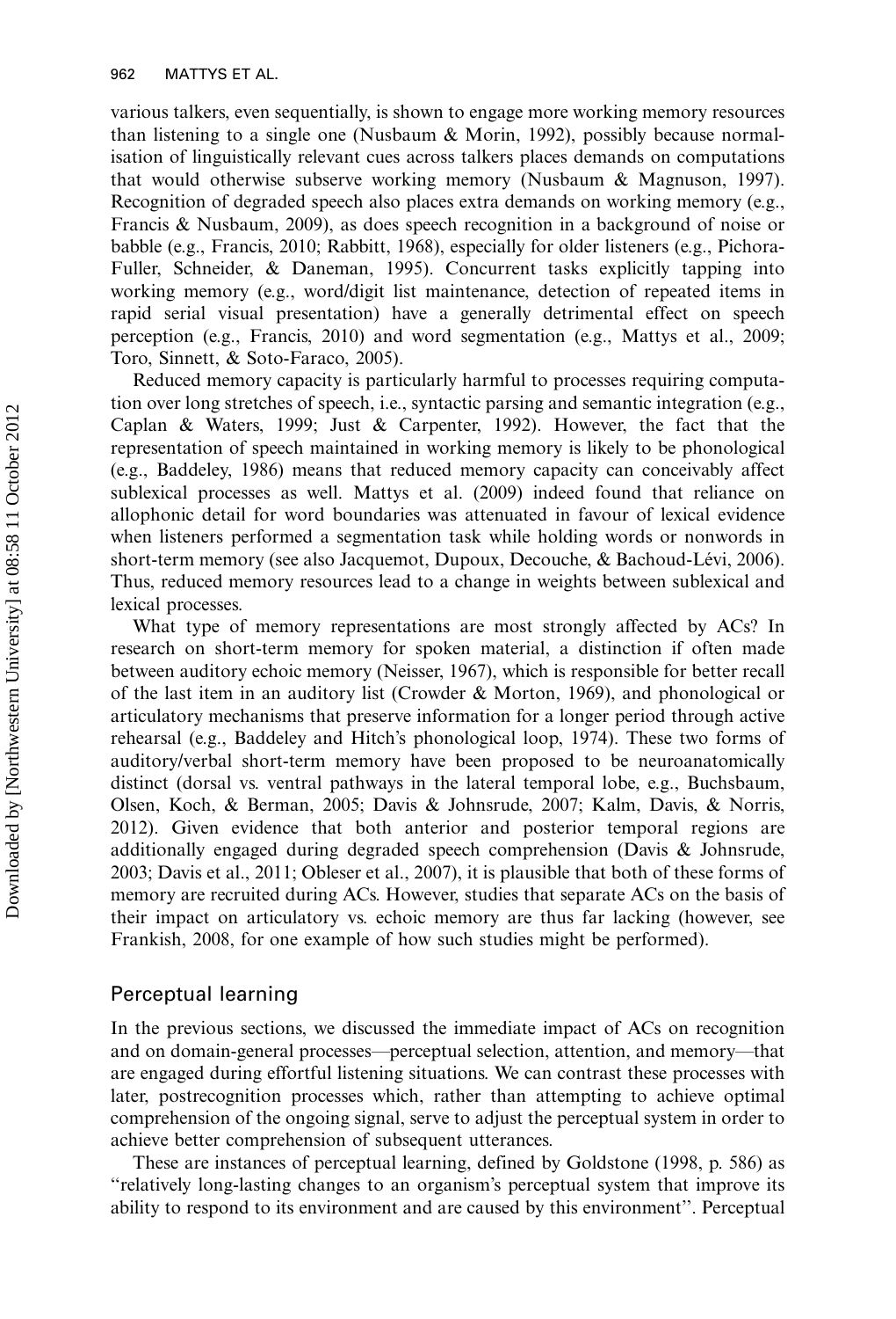various talkers, even sequentially, is shown to engage more working memory resources than listening to a single one (Nusbaum & Morin, 1992), possibly because normalisation of linguistically relevant cues across talkers places demands on computations that would otherwise subserve working memory (Nusbaum & Magnuson, 1997). Recognition of degraded speech also places extra demands on working memory (e.g., Francis & Nusbaum, 2009), as does speech recognition in a background of noise or babble (e.g., Francis, 2010; Rabbitt, 1968), especially for older listeners (e.g., Pichora-Fuller, Schneider, & Daneman, 1995). Concurrent tasks explicitly tapping into working memory (e.g., word/digit list maintenance, detection of repeated items in rapid serial visual presentation) have a generally detrimental effect on speech perception (e.g., Francis, 2010) and word segmentation (e.g., Mattys et al., 2009; Toro, Sinnett, & Soto-Faraco, 2005).

Reduced memory capacity is particularly harmful to processes requiring computation over long stretches of speech, i.e., syntactic parsing and semantic integration (e.g., Caplan & Waters, 1999; Just & Carpenter, 1992). However, the fact that the representation of speech maintained in working memory is likely to be phonological (e.g., Baddeley, 1986) means that reduced memory capacity can conceivably affect sublexical processes as well. Mattys et al. (2009) indeed found that reliance on allophonic detail for word boundaries was attenuated in favour of lexical evidence when listeners performed a segmentation task while holding words or nonwords in short-term memory (see also Jacquemot, Dupoux, Decouche, & Bachoud-Lévi, 2006). Thus, reduced memory resources lead to a change in weights between sublexical and lexical processes.

What type of memory representations are most strongly affected by ACs? In research on short-term memory for spoken material, a distinction if often made between auditory echoic memory (Neisser, 1967), which is responsible for better recall of the last item in an auditory list (Crowder & Morton, 1969), and phonological or articulatory mechanisms that preserve information for a longer period through active rehearsal (e.g., Baddeley and Hitch's phonological loop, 1974). These two forms of auditory/verbal short-term memory have been proposed to be neuroanatomically distinct (dorsal vs. ventral pathways in the lateral temporal lobe, e.g., Buchsbaum, Olsen, Koch, & Berman, 2005; Davis & Johnsrude, 2007; Kalm, Davis, & Norris, 2012). Given evidence that both anterior and posterior temporal regions are additionally engaged during degraded speech comprehension (Davis & Johnsrude, 2003; Davis et al., 2011; Obleser et al., 2007), it is plausible that both of these forms of memory are recruited during ACs. However, studies that separate ACs on the basis of their impact on articulatory vs. echoic memory are thus far lacking (however, see Frankish, 2008, for one example of how such studies might be performed).

## Perceptual learning

In the previous sections, we discussed the immediate impact of ACs on recognition and on domain-general processes—perceptual selection, attention, and memory—that are engaged during effortful listening situations. We can contrast these processes with later, postrecognition processes which, rather than attempting to achieve optimal comprehension of the ongoing signal, serve to adjust the perceptual system in order to achieve better comprehension of subsequent utterances.

These are instances of perceptual learning, defined by Goldstone (1998, p. 586) as "relatively long-lasting changes to an organism's perceptual system that improve its ability to respond to its environment and are caused by this environment". Perceptual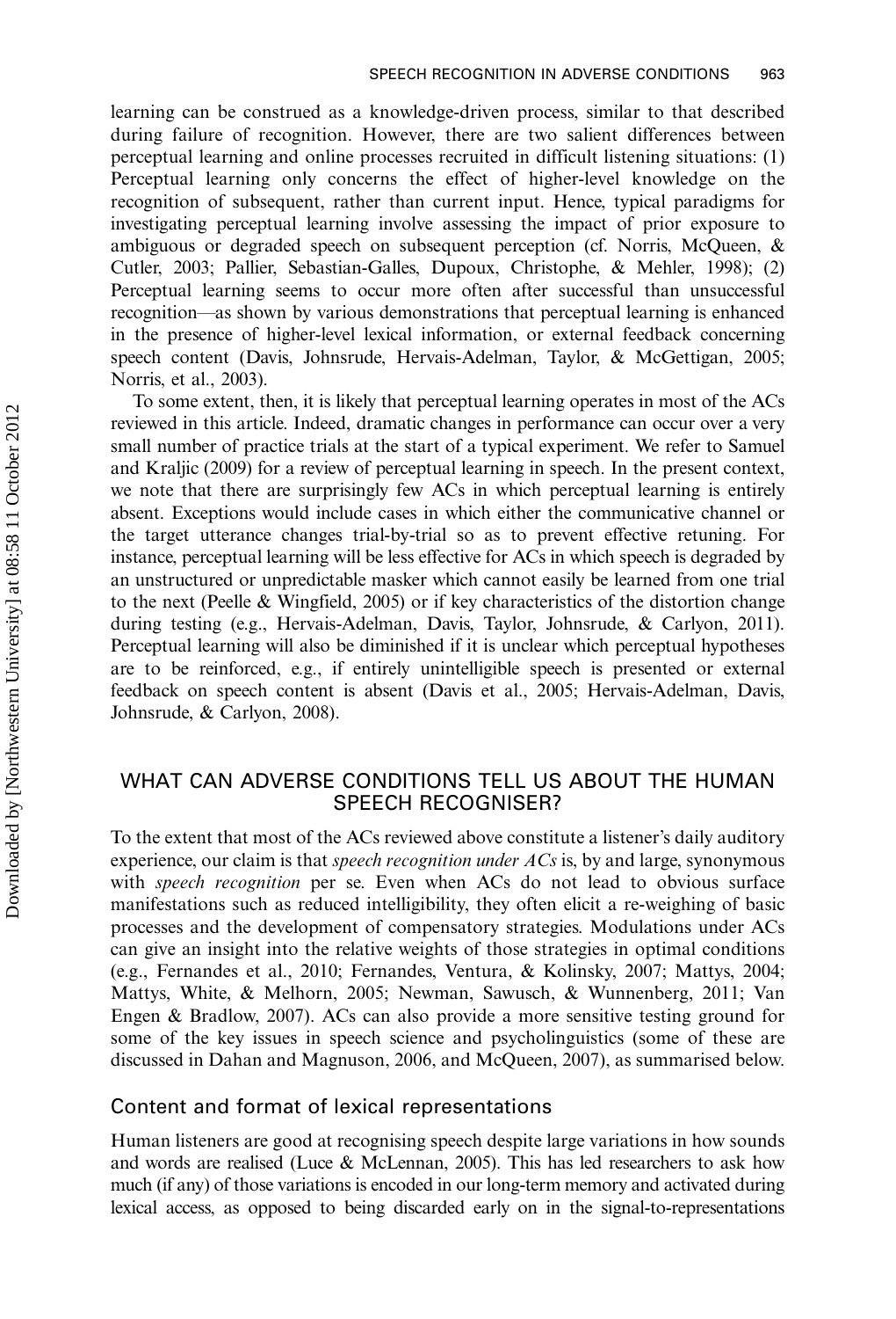learning can be construed as a knowledge-driven process, similar to that described during failure of recognition. However, there are two salient differences between perceptual learning and online processes recruited in difficult listening situations: (1) Perceptual learning only concerns the effect of higher-level knowledge on the recognition of subsequent, rather than current input. Hence, typical paradigms for investigating perceptual learning involve assessing the impact of prior exposure to ambiguous or degraded speech on subsequent perception (cf. Norris, McQueen, & Cutler, 2003; Pallier, Sebastian-Galles, Dupoux, Christophe, & Mehler, 1998); (2) Perceptual learning seems to occur more often after successful than unsuccessful recognition—as shown by various demonstrations that perceptual learning is enhanced in the presence of higher-level lexical information, or external feedback concerning speech content (Davis, Johnsrude, Hervais-Adelman, Taylor, & McGettigan, 2005; Norris, et al., 2003).

To some extent, then, it is likely that perceptual learning operates in most of the ACs reviewed in this article. Indeed, dramatic changes in performance can occur over a very small number of practice trials at the start of a typical experiment. We refer to Samuel and Kraljic (2009) for a review of perceptual learning in speech. In the present context, we note that there are surprisingly few ACs in which perceptual learning is entirely absent. Exceptions would include cases in which either the communicative channel or the target utterance changes trial-by-trial so as to prevent effective retuning. For instance, perceptual learning will be less effective for ACs in which speech is degraded by an unstructured or unpredictable masker which cannot easily be learned from one trial to the next (Peelle & Wingfield, 2005) or if key characteristics of the distortion change during testing (e.g., Hervais-Adelman, Davis, Taylor, Johnsrude, & Carlyon, 2011). Perceptual learning will also be diminished if it is unclear which perceptual hypotheses are to be reinforced, e.g., if entirely unintelligible speech is presented or external feedback on speech content is absent (Davis et al., 2005; Hervais-Adelman, Davis, Johnsrude, & Carlyon, 2008).

## WHAT CAN ADVERSE CONDITIONS TELL US ABOUT THE HUMAN SPEECH RECOGNISER?

To the extent that most of the ACs reviewed above constitute a listener's daily auditory experience, our claim is that *speech recognition under ACs* is, by and large, synonymous with *speech recognition* per se. Even when ACs do not lead to obvious surface manifestations such as reduced intelligibility, they often elicit a re-weighing of basic processes and the development of compensatory strategies. Modulations under ACs can give an insight into the relative weights of those strategies in optimal conditions (e.g., Fernandes et al., 2010; Fernandes, Ventura, & Kolinsky, 2007; Mattys, 2004; Mattys, White, & Melhorn, 2005; Newman, Sawusch, & Wunnenberg, 2011; Van Engen & Bradlow, 2007). ACs can also provide a more sensitive testing ground for some of the key issues in speech science and psycholinguistics (some of these are discussed in Dahan and Magnuson, 2006, and McQueen, 2007), as summarised below.

### Content and format of lexical representations

Human listeners are good at recognising speech despite large variations in how sounds and words are realised (Luce & McLennan, 2005). This has led researchers to ask how much (if any) of those variations is encoded in our long-term memory and activated during lexical access, as opposed to being discarded early on in the signal-to-representations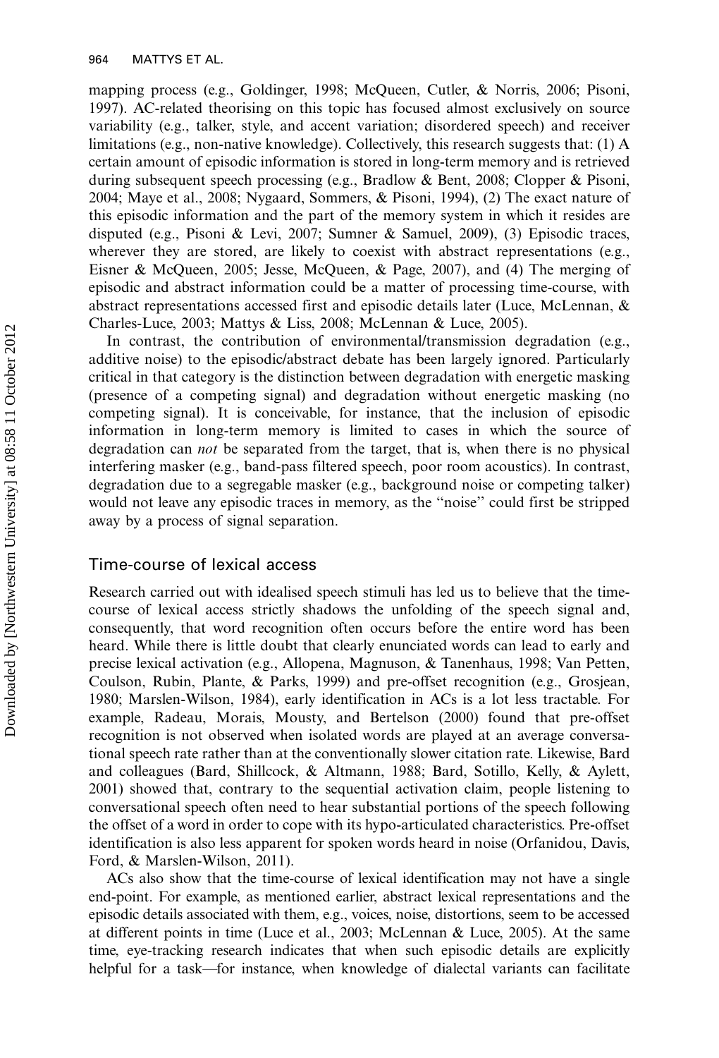mapping process (e.g., Goldinger, 1998; McQueen, Cutler, & Norris, 2006; Pisoni, 1997). AC-related theorising on this topic has focused almost exclusively on source variability (e.g., talker, style, and accent variation; disordered speech) and receiver limitations (e.g., non-native knowledge). Collectively, this research suggests that: (1) A certain amount of episodic information is stored in long-term memory and is retrieved during subsequent speech processing (e.g., Bradlow & Bent, 2008; Clopper & Pisoni, 2004; Maye et al., 2008; Nygaard, Sommers, & Pisoni, 1994), (2) The exact nature of this episodic information and the part of the memory system in which it resides are disputed (e.g., Pisoni & Levi, 2007; Sumner & Samuel, 2009), (3) Episodic traces, wherever they are stored, are likely to coexist with abstract representations (e.g., Eisner & McQueen, 2005; Jesse, McQueen, & Page, 2007), and (4) The merging of episodic and abstract information could be a matter of processing time-course, with abstract representations accessed first and episodic details later (Luce, McLennan, & Charles-Luce, 2003; Mattys & Liss, 2008; McLennan & Luce, 2005).

In contrast, the contribution of environmental/transmission degradation (e.g., additive noise) to the episodic/abstract debate has been largely ignored. Particularly critical in that category is the distinction between degradation with energetic masking (presence of a competing signal) and degradation without energetic masking (no competing signal). It is conceivable, for instance, that the inclusion of episodic information in long-term memory is limited to cases in which the source of degradation can *not* be separated from the target, that is, when there is no physical interfering masker (e.g., band-pass filtered speech, poor room acoustics). In contrast, degradation due to a segregable masker (e.g., background noise or competing talker) would not leave any episodic traces in memory, as the "noise" could first be stripped away by a process of signal separation.

## Time-course of lexical access

Research carried out with idealised speech stimuli has led us to believe that the time-course of lexical access strictly shadows the unfolding of the speech signal and, consequently, that word recognition often occurs before the entire word has been heard. While there is little doubt that clearly enunciated words can lead to early and precise lexical activation (e.g., Allopena, Magnuson, & Tanenhaus, 1998; Van Petten, Coulson, Rubin, Plante, & Parks, 1999) and pre-offset recognition (e.g., Grosjean, 1980; Marslen-Wilson, 1984), early identification in ACs is a lot less tractable. For example, Radeau, Morais, Mousty, and Bertelson (2000) found that pre-offset recognition is not observed when isolated words are played at an average conversational speech rate rather than at the conventionally slower citation rate. Likewise, Bard and colleagues (Bard, Shillcock, & Altmann, 1988; Bard, Sotillo, Kelly, & Aylett, 2001) showed that, contrary to the sequential activation claim, people listening to conversational speech often need to hear substantial portions of the speech following the offset of a word in order to cope with its hypo-articulated characteristics. Pre-offset identification is also less apparent for spoken words heard in noise (Orfanidou, Davis, Ford, & Marslen-Wilson, 2011).

ACs also show that the time-course of lexical identification may not have a single end-point. For example, as mentioned earlier, abstract lexical representations and the episodic details associated with them, e.g., voices, noise, distortions, seem to be accessed at different points in time (Luce et al., 2003; McLennan & Luce, 2005). At the same time, eye-tracking research indicates that when such episodic details are explicitly helpful for a task—for instance, when knowledge of dialectal variants can facilitate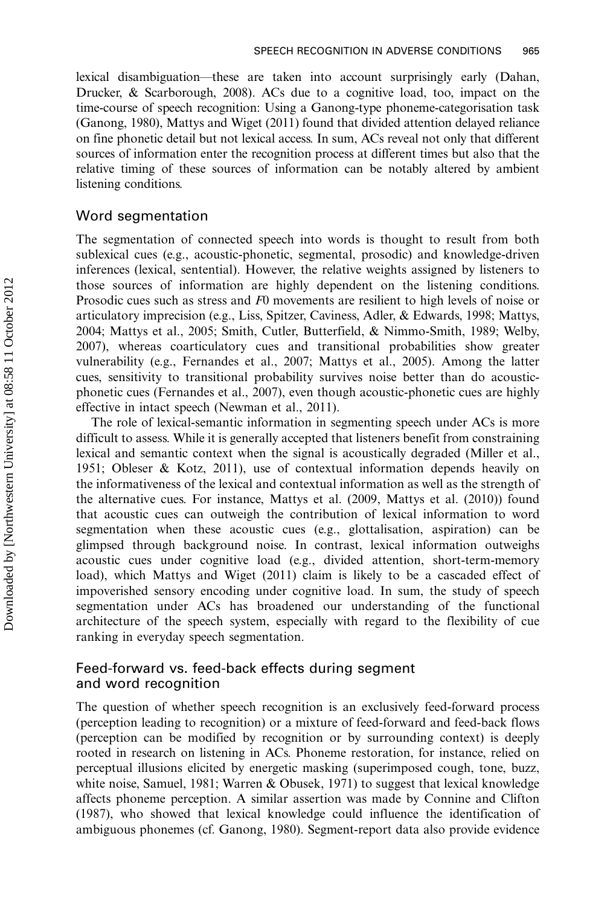lexical disambiguation—these are taken into account surprisingly early (Dahan, Drucker, & Scarborough, 2008). ACs due to a cognitive load, too, impact on the time-course of speech recognition: Using a Ganong-type phoneme-categorisation task (Ganong, 1980), Mattys and Wiget (2011) found that divided attention delayed reliance on fine phonetic detail but not lexical access. In sum, ACs reveal not only that different sources of information enter the recognition process at different times but also that the relative timing of these sources of information can be notably altered by ambient listening conditions.

## Word segmentation

The segmentation of connected speech into words is thought to result from both sublexical cues (e.g., acoustic-phonetic, segmental, prosodic) and knowledge-driven inferences (lexical, sentential). However, the relative weights assigned by listeners to those sources of information are highly dependent on the listening conditions. Prosodic cues such as stress and *F*0 movements are resilient to high levels of noise or articulatory imprecision (e.g., Liss, Spitzer, Caviness, Adler, & Edwards, 1998; Mattys, 2004; Mattys et al., 2005; Smith, Cutler, Butterfield, & Nimmo-Smith, 1989; Welby, 2007), whereas coarticulatory cues and transitional probabilities show greater vulnerability (e.g., Fernandes et al., 2007; Mattys et al., 2005). Among the latter cues, sensitivity to transitional probability survives noise better than do acoustic-phonetic cues (Fernandes et al., 2007), even though acoustic-phonetic cues are highly effective in intact speech (Newman et al., 2011).

The role of lexical-semantic information in segmenting speech under ACs is more difficult to assess. While it is generally accepted that listeners benefit from constraining lexical and semantic context when the signal is acoustically degraded (Miller et al., 1951; Obleser & Kotz, 2011), use of contextual information depends heavily on the informativeness of the lexical and contextual information as well as the strength of the alternative cues. For instance, Mattys et al. (2009, Mattys et al. (2010)) found that acoustic cues can outweigh the contribution of lexical information to word segmentation when these acoustic cues (e.g., glottalisation, aspiration) can be glimpsed through background noise. In contrast, lexical information outweighs acoustic cues under cognitive load (e.g., divided attention, short-term-memory load), which Mattys and Wiget (2011) claim is likely to be a cascaded effect of impoverished sensory encoding under cognitive load. In sum, the study of speech segmentation under ACs has broadened our understanding of the functional architecture of the speech system, especially with regard to the flexibility of cue ranking in everyday speech segmentation.

## Feed-forward vs. feed-back effects during segment and word recognition

The question of whether speech recognition is an exclusively feed-forward process (perception leading to recognition) or a mixture of feed-forward and feed-back flows (perception can be modified by recognition or by surrounding context) is deeply rooted in research on listening in ACs. Phoneme restoration, for instance, relied on perceptual illusions elicited by energetic masking (superimposed cough, tone, buzz, white noise, Samuel, 1981; Warren & Obusek, 1971) to suggest that lexical knowledge affects phoneme perception. A similar assertion was made by Connine and Clifton (1987), who showed that lexical knowledge could influence the identification of ambiguous phonemes (cf. Ganong, 1980). Segment-report data also provide evidence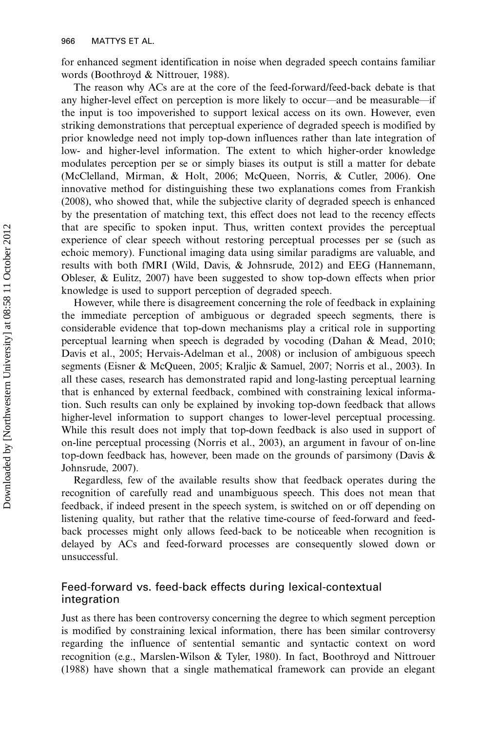for enhanced segment identification in noise when degraded speech contains familiar words (Boothroyd & Nittrouer, 1988).

The reason why ACs are at the core of the feed-forward/feed-back debate is that any higher-level effect on perception is more likely to occur—and be measurable—if the input is too impoverished to support lexical access on its own. However, even striking demonstrations that perceptual experience of degraded speech is modified by prior knowledge need not imply top-down influences rather than late integration of low- and higher-level information. The extent to which higher-order knowledge modulates perception per se or simply biases its output is still a matter for debate (McClelland, Mirman, & Holt, 2006; McQueen, Norris, & Cutler, 2006). One innovative method for distinguishing these two explanations comes from Frankish (2008), who showed that, while the subjective clarity of degraded speech is enhanced by the presentation of matching text, this effect does not lead to the recency effects that are specific to spoken input. Thus, written context provides the perceptual experience of clear speech without restoring perceptual processes per se (such as echoic memory). Functional imaging data using similar paradigms are valuable, and results with both fMRI (Wild, Davis, & Johnsrude, 2012) and EEG (Hannemann, Obleser, & Eulitz, 2007) have been suggested to show top-down effects when prior knowledge is used to support perception of degraded speech.

However, while there is disagreement concerning the role of feedback in explaining the immediate perception of ambiguous or degraded speech segments, there is considerable evidence that top-down mechanisms play a critical role in supporting perceptual learning when speech is degraded by vocoding (Dahan & Mead, 2010; Davis et al., 2005; Hervais-Adelman et al., 2008) or inclusion of ambiguous speech segments (Eisner & McQueen, 2005; Kraljic & Samuel, 2007; Norris et al., 2003). In all these cases, research has demonstrated rapid and long-lasting perceptual learning that is enhanced by external feedback, combined with constraining lexical information. Such results can only be explained by invoking top-down feedback that allows higher-level information to support changes to lower-level perceptual processing. While this result does not imply that top-down feedback is also used in support of on-line perceptual processing (Norris et al., 2003), an argument in favour of on-line top-down feedback has, however, been made on the grounds of parsimony (Davis & Johnsrude, 2007).

Regardless, few of the available results show that feedback operates during the recognition of carefully read and unambiguous speech. This does not mean that feedback, if indeed present in the speech system, is switched on or off depending on listening quality, but rather that the relative time-course of feed-forward and feed-back processes might only allows feed-back to be noticeable when recognition is delayed by ACs and feed-forward processes are consequently slowed down or unsuccessful.

## Feed-forward vs. feed-back effects during lexical-contextual integration

Just as there has been controversy concerning the degree to which segment perception is modified by constraining lexical information, there has been similar controversy regarding the influence of sentential semantic and syntactic context on word recognition (e.g., Marslen-Wilson & Tyler, 1980). In fact, Boothroyd and Nittrouer (1988) have shown that a single mathematical framework can provide an elegant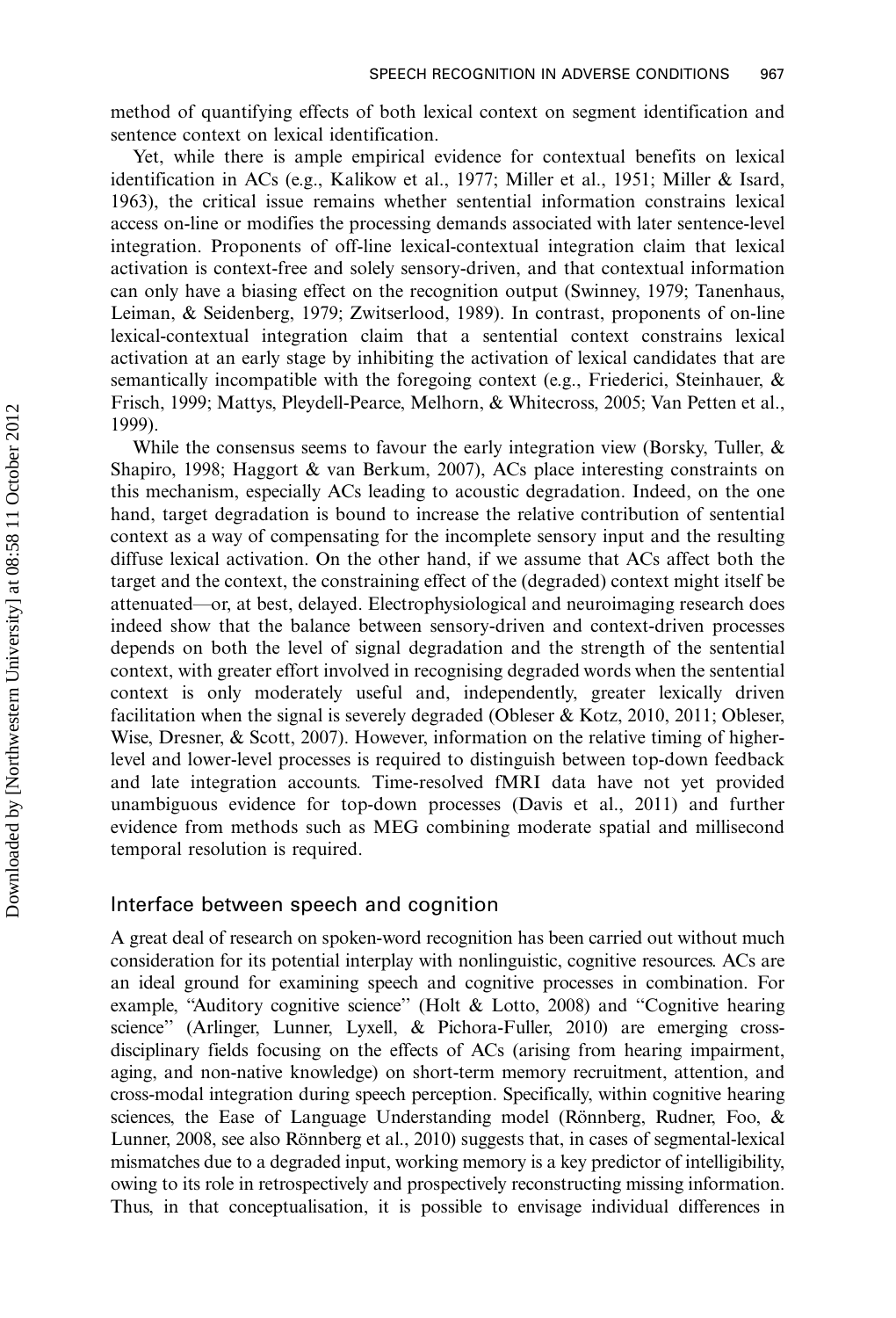method of quantifying effects of both lexical context on segment identification and sentence context on lexical identification.

Yet, while there is ample empirical evidence for contextual benefits on lexical identification in ACs (e.g., Kalikow et al., 1977; Miller et al., 1951; Miller & Isard, 1963), the critical issue remains whether sentential information constrains lexical access on-line or modifies the processing demands associated with later sentence-level integration. Proponents of off-line lexical-contextual integration claim that lexical activation is context-free and solely sensory-driven, and that contextual information can only have a biasing effect on the recognition output (Swinney, 1979; Tanenhaus, Leiman, & Seidenberg, 1979; Zwitserlood, 1989). In contrast, proponents of on-line lexical-contextual integration claim that a sentential context constrains lexical activation at an early stage by inhibiting the activation of lexical candidates that are semantically incompatible with the foregoing context (e.g., Friederici, Steinhauer, & Frisch, 1999; Mattys, Pleydell-Pearce, Melhorn, & Whitecross, 2005; Van Petten et al., 1999).

While the consensus seems to favour the early integration view (Borsky, Tuller, & Shapiro, 1998; Haggort & van Berkum, 2007), ACs place interesting constraints on this mechanism, especially ACs leading to acoustic degradation. Indeed, on the one hand, target degradation is bound to increase the relative contribution of sentential context as a way of compensating for the incomplete sensory input and the resulting diffuse lexical activation. On the other hand, if we assume that ACs affect both the target and the context, the constraining effect of the (degraded) context might itself be attenuated—or, at best, delayed. Electrophysiological and neuroimaging research does indeed show that the balance between sensory-driven and context-driven processes depends on both the level of signal degradation and the strength of the sentential context, with greater effort involved in recognising degraded words when the sentential context is only moderately useful and, independently, greater lexically driven facilitation when the signal is severely degraded (Obleser & Kotz, 2010, 2011; Obleser, Wise, Dresner, & Scott, 2007). However, information on the relative timing of higher-level and lower-level processes is required to distinguish between top-down feedback and late integration accounts. Time-resolved fMRI data have not yet provided unambiguous evidence for top-down processes (Davis et al., 2011) and further evidence from methods such as MEG combining moderate spatial and millisecond temporal resolution is required.

## Interface between speech and cognition

A great deal of research on spoken-word recognition has been carried out without much consideration for its potential interplay with nonlinguistic, cognitive resources. ACs are an ideal ground for examining speech and cognitive processes in combination. For example, "Auditory cognitive science" (Holt & Lotto, 2008) and "Cognitive hearing science" (Arlinger, Lunner, Lyxell, & Pichora-Fuller, 2010) are emerging cross-disciplinary fields focusing on the effects of ACs (arising from hearing impairment, aging, and non-native knowledge) on short-term memory recruitment, attention, and cross-modal integration during speech perception. Specifically, within cognitive hearing sciences, the Ease of Language Understanding model (Rönnberg, Rudner, Foo, & Lunner, 2008, see also Rönnberg et al., 2010) suggests that, in cases of segmental-lexical mismatches due to a degraded input, working memory is a key predictor of intelligibility, owing to its role in retrospectively and prospectively reconstructing missing information. Thus, in that conceptualisation, it is possible to envisage individual differences in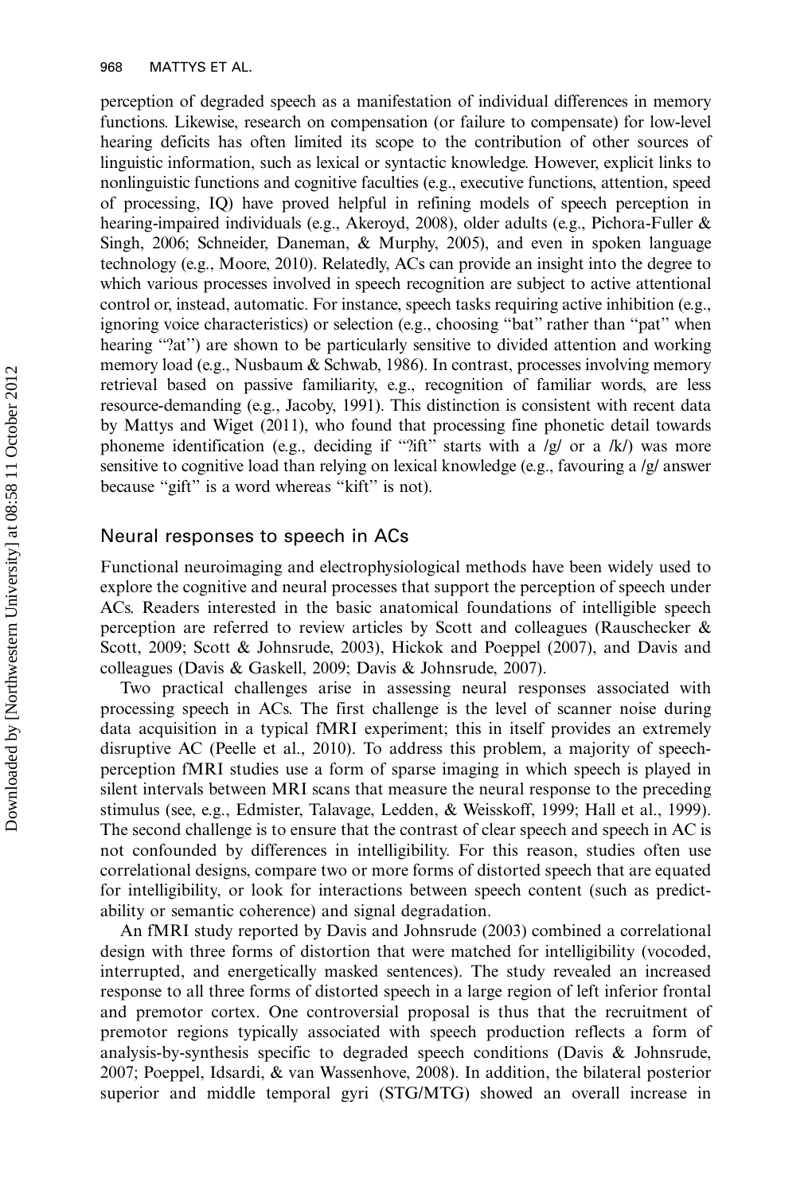perception of degraded speech as a manifestation of individual differences in memory functions. Likewise, research on compensation (or failure to compensate) for low-level hearing deficits has often limited its scope to the contribution of other sources of linguistic information, such as lexical or syntactic knowledge. However, explicit links to nonlinguistic functions and cognitive faculties (e.g., executive functions, attention, speed of processing, IQ) have proved helpful in refining models of speech perception in hearing-impaired individuals (e.g., Akeroyd, 2008), older adults (e.g., Pichora-Fuller & Singh, 2006; Schneider, Daneman, & Murphy, 2005), and even in spoken language technology (e.g., Moore, 2010). Relatedly, ACs can provide an insight into the degree to which various processes involved in speech recognition are subject to active attentional control or, instead, automatic. For instance, speech tasks requiring active inhibition (e.g., ignoring voice characteristics) or selection (e.g., choosing "bat" rather than "pat" when hearing "?at") are shown to be particularly sensitive to divided attention and working memory load (e.g., Nusbaum & Schwab, 1986). In contrast, processes involving memory retrieval based on passive familiarity, e.g., recognition of familiar words, are less resource-demanding (e.g., Jacoby, 1991). This distinction is consistent with recent data by Mattys and Wiget (2011), who found that processing fine phonetic detail towards phoneme identification (e.g., deciding if "?ift" starts with a /g/ or a /k/) was more sensitive to cognitive load than relying on lexical knowledge (e.g., favouring a /g/ answer because "gift" is a word whereas "kift" is not).

## Neural responses to speech in ACs

Functional neuroimaging and electrophysiological methods have been widely used to explore the cognitive and neural processes that support the perception of speech under ACs. Readers interested in the basic anatomical foundations of intelligible speech perception are referred to review articles by Scott and colleagues (Rauschecker & Scott, 2009; Scott & Johnsrude, 2003), Hickok and Poeppel (2007), and Davis and colleagues (Davis & Gaskell, 2009; Davis & Johnsrude, 2007).

Two practical challenges arise in assessing neural responses associated with processing speech in ACs. The first challenge is the level of scanner noise during data acquisition in a typical fMRI experiment; this in itself provides an extremely disruptive AC (Peelle et al., 2010). To address this problem, a majority of speech-perception fMRI studies use a form of sparse imaging in which speech is played in silent intervals between MRI scans that measure the neural response to the preceding stimulus (see, e.g., Edmister, Talavage, Ledden, & Weisskoff, 1999; Hall et al., 1999). The second challenge is to ensure that the contrast of clear speech and speech in AC is not confounded by differences in intelligibility. For this reason, studies often use correlational designs, compare two or more forms of distorted speech that are equated for intelligibility, or look for interactions between speech content (such as predictability or semantic coherence) and signal degradation.

An fMRI study reported by Davis and Johnsrude (2003) combined a correlational design with three forms of distortion that were matched for intelligibility (vocoded, interrupted, and energetically masked sentences). The study revealed an increased response to all three forms of distorted speech in a large region of left inferior frontal and premotor cortex. One controversial proposal is thus that the recruitment of premotor regions typically associated with speech production reflects a form of analysis-by-synthesis specific to degraded speech conditions (Davis & Johnsrude, 2007; Poeppel, Idsardi, & van Wassenhove, 2008). In addition, the bilateral posterior superior and middle temporal gyri (STG/MTG) showed an overall increase in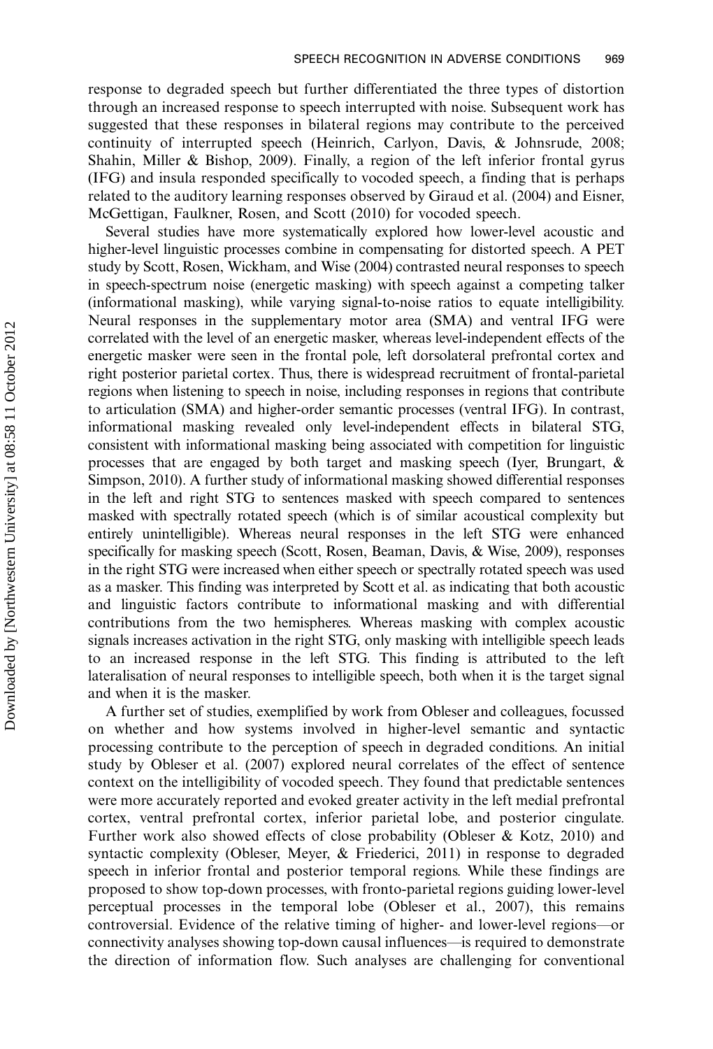response to degraded speech but further differentiated the three types of distortion through an increased response to speech interrupted with noise. Subsequent work has suggested that these responses in bilateral regions may contribute to the perceived continuity of interrupted speech (Heinrich, Carlyon, Davis, & Johnsrude, 2008; Shahin, Miller & Bishop, 2009). Finally, a region of the left inferior frontal gyrus (IFG) and insula responded specifically to vocoded speech, a finding that is perhaps related to the auditory learning responses observed by Giraud et al. (2004) and Eisner, McGettigan, Faulkner, Rosen, and Scott (2010) for vocoded speech.

Several studies have more systematically explored how lower-level acoustic and higher-level linguistic processes combine in compensating for distorted speech. A PET study by Scott, Rosen, Wickham, and Wise (2004) contrasted neural responses to speech in speech-spectrum noise (energetic masking) with speech against a competing talker (informational masking), while varying signal-to-noise ratios to equate intelligibility. Neural responses in the supplementary motor area (SMA) and ventral IFG were correlated with the level of an energetic masker, whereas level-independent effects of the energetic masker were seen in the frontal pole, left dorsolateral prefrontal cortex and right posterior parietal cortex. Thus, there is widespread recruitment of frontal-parietal regions when listening to speech in noise, including responses in regions that contribute to articulation (SMA) and higher-order semantic processes (ventral IFG). In contrast, informational masking revealed only level-independent effects in bilateral STG, consistent with informational masking being associated with competition for linguistic processes that are engaged by both target and masking speech (Iyer, Brungart, & Simpson, 2010). A further study of informational masking showed differential responses in the left and right STG to sentences masked with speech compared to sentences masked with spectrally rotated speech (which is of similar acoustical complexity but entirely unintelligible). Whereas neural responses in the left STG were enhanced specifically for masking speech (Scott, Rosen, Beaman, Davis, & Wise, 2009), responses in the right STG were increased when either speech or spectrally rotated speech was used as a masker. This finding was interpreted by Scott et al. as indicating that both acoustic and linguistic factors contribute to informational masking and with differential contributions from the two hemispheres. Whereas masking with complex acoustic signals increases activation in the right STG, only masking with intelligible speech leads to an increased response in the left STG. This finding is attributed to the left lateralisation of neural responses to intelligible speech, both when it is the target signal and when it is the masker.

A further set of studies, exemplified by work from Obleser and colleagues, focussed on whether and how systems involved in higher-level semantic and syntactic processing contribute to the perception of speech in degraded conditions. An initial study by Obleser et al. (2007) explored neural correlates of the effect of sentence context on the intelligibility of vocoded speech. They found that predictable sentences were more accurately reported and evoked greater activity in the left medial prefrontal cortex, ventral prefrontal cortex, inferior parietal lobe, and posterior cingulate. Further work also showed effects of close probability (Obleser & Kotz, 2010) and syntactic complexity (Obleser, Meyer, & Friederici, 2011) in response to degraded speech in inferior frontal and posterior temporal regions. While these findings are proposed to show top-down processes, with fronto-parietal regions guiding lower-level perceptual processes in the temporal lobe (Obleser et al., 2007), this remains controversial. Evidence of the relative timing of higher- and lower-level regions—or connectivity analyses showing top-down causal influences—is required to demonstrate the direction of information flow. Such analyses are challenging for conventional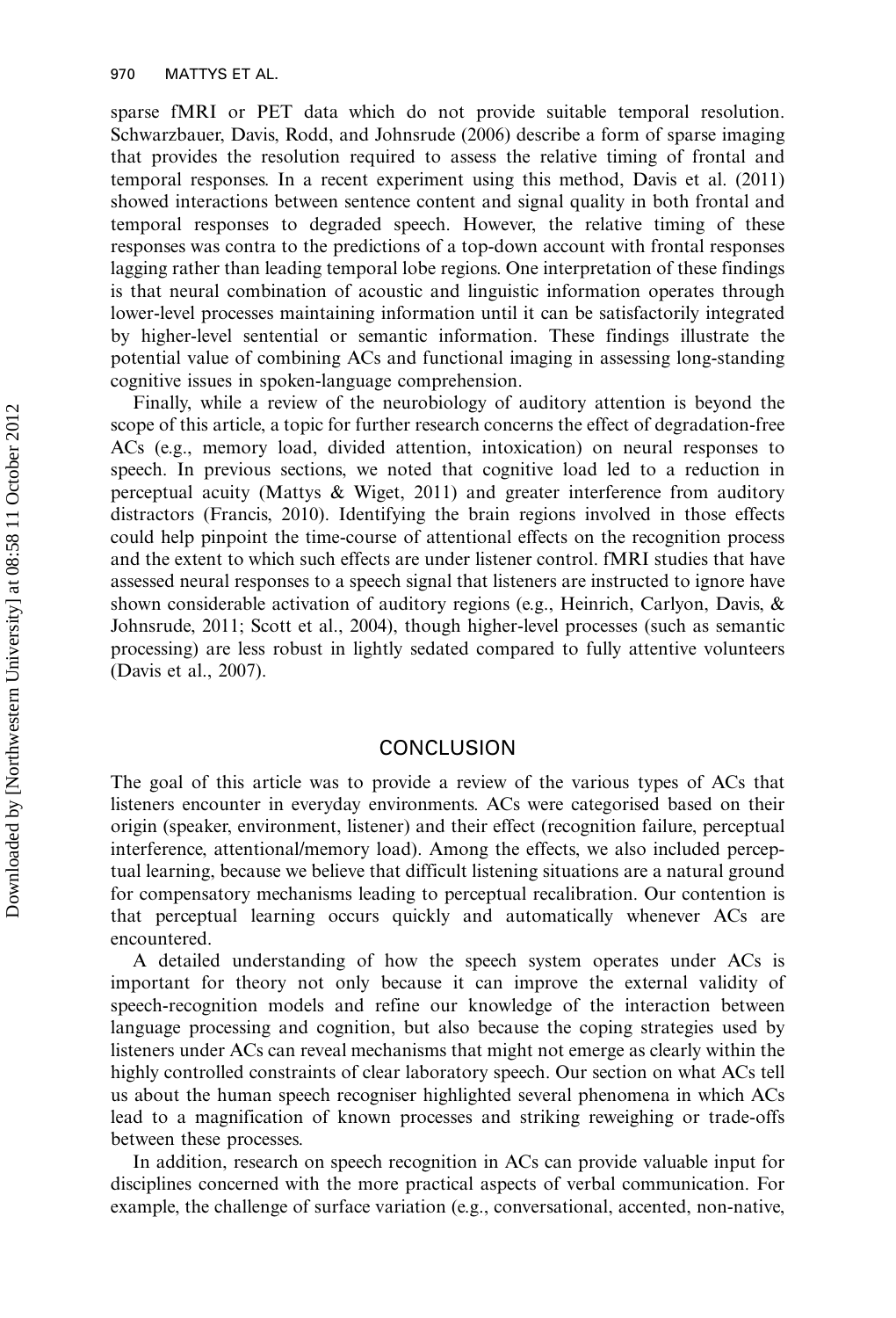sparse fMRI or PET data which do not provide suitable temporal resolution. Schwarzbauer, Davis, Rodd, and Johnsrude (2006) describe a form of sparse imaging that provides the resolution required to assess the relative timing of frontal and temporal responses. In a recent experiment using this method, Davis et al. (2011) showed interactions between sentence content and signal quality in both frontal and temporal responses to degraded speech. However, the relative timing of these responses was contra to the predictions of a top-down account with frontal responses lagging rather than leading temporal lobe regions. One interpretation of these findings is that neural combination of acoustic and linguistic information operates through lower-level processes maintaining information until it can be satisfactorily integrated by higher-level sentential or semantic information. These findings illustrate the potential value of combining ACs and functional imaging in assessing long-standing cognitive issues in spoken-language comprehension.

Finally, while a review of the neurobiology of auditory attention is beyond the scope of this article, a topic for further research concerns the effect of degradation-free ACs (e.g., memory load, divided attention, intoxication) on neural responses to speech. In previous sections, we noted that cognitive load led to a reduction in perceptual acuity (Mattys & Wiget, 2011) and greater interference from auditory distractors (Francis, 2010). Identifying the brain regions involved in those effects could help pinpoint the time-course of attentional effects on the recognition process and the extent to which such effects are under listener control. fMRI studies that have assessed neural responses to a speech signal that listeners are instructed to ignore have shown considerable activation of auditory regions (e.g., Heinrich, Carlyon, Davis, & Johnsrude, 2011; Scott et al., 2004), though higher-level processes (such as semantic processing) are less robust in lightly sedated compared to fully attentive volunteers (Davis et al., 2007).

## CONCLUSION

The goal of this article was to provide a review of the various types of ACs that listeners encounter in everyday environments. ACs were categorised based on their origin (speaker, environment, listener) and their effect (recognition failure, perceptual interference, attentional/memory load). Among the effects, we also included perceptual learning, because we believe that difficult listening situations are a natural ground for compensatory mechanisms leading to perceptual recalibration. Our contention is that perceptual learning occurs quickly and automatically whenever ACs are encountered.

A detailed understanding of how the speech system operates under ACs is important for theory not only because it can improve the external validity of speech-recognition models and refine our knowledge of the interaction between language processing and cognition, but also because the coping strategies used by listeners under ACs can reveal mechanisms that might not emerge as clearly within the highly controlled constraints of clear laboratory speech. Our section on what ACs tell us about the human speech recogniser highlighted several phenomena in which ACs lead to a magnification of known processes and striking reweighing or trade-offs between these processes.

In addition, research on speech recognition in ACs can provide valuable input for disciplines concerned with the more practical aspects of verbal communication. For example, the challenge of surface variation (e.g., conversational, accented, non-native,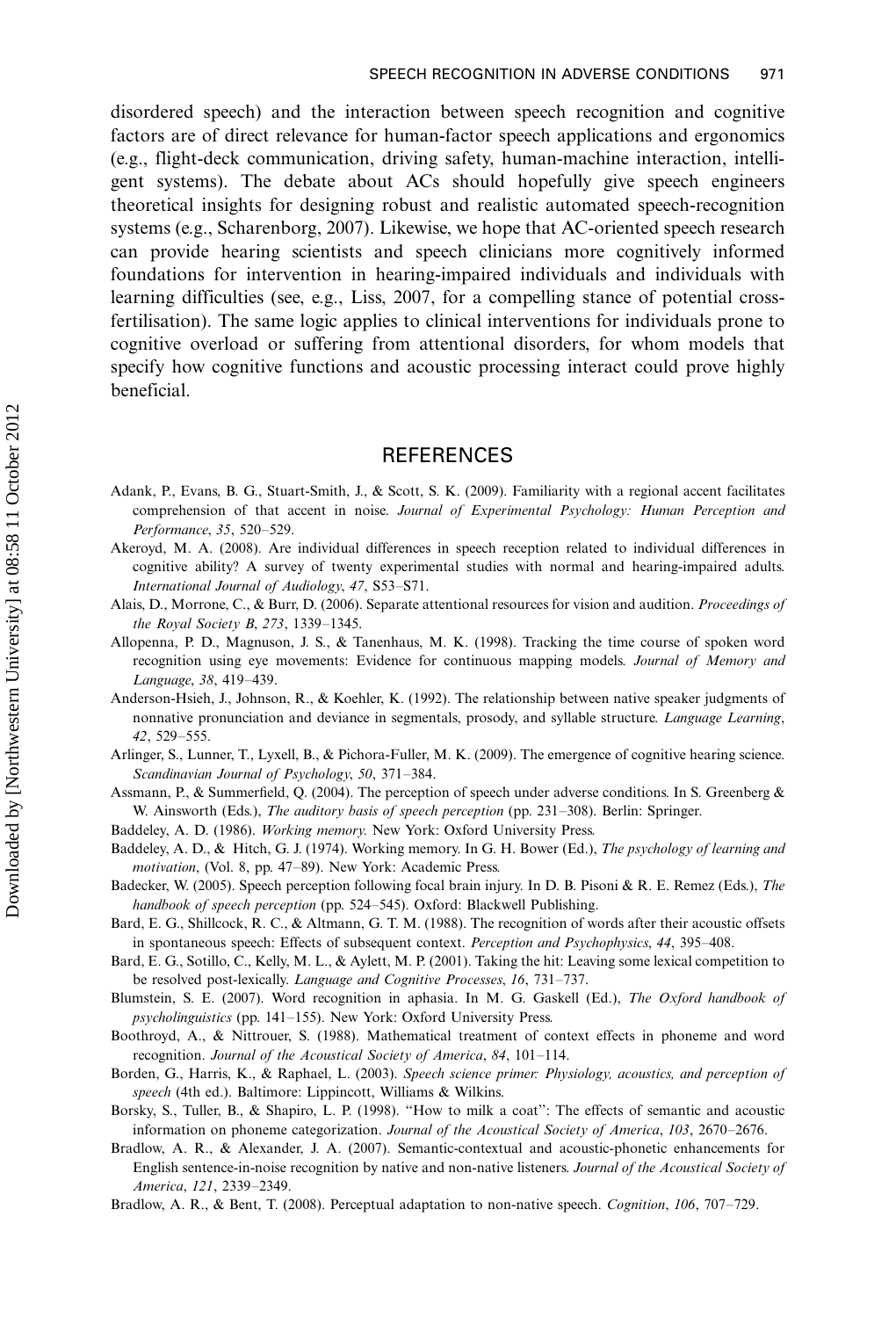disordered speech) and the interaction between speech recognition and cognitive factors are of direct relevance for human-factor speech applications and ergonomics (e.g., flight-deck communication, driving safety, human-machine interaction, intelligent systems). The debate about ACs should hopefully give speech engineers theoretical insights for designing robust and realistic automated speech-recognition systems (e.g., Scharenborg, 2007). Likewise, we hope that AC-oriented speech research can provide hearing scientists and speech clinicians more cognitively informed foundations for intervention in hearing-impaired individuals and individuals with learning difficulties (see, e.g., Liss, 2007, for a compelling stance of potential cross-fertilisation). The same logic applies to clinical interventions for individuals prone to cognitive overload or suffering from attentional disorders, for whom models that specify how cognitive functions and acoustic processing interact could prove highly beneficial.

## REFERENCES

Adank, P., Evans, B. G., Stuart-Smith, J., & Scott, S. K. (2009). Familiarity with a regional accent facilitates comprehension of that accent in noise. *Journal of Experimental Psychology: Human Perception and Performance*, *35*, 520–529.

Akeroyd, M. A. (2008). Are individual differences in speech reception related to individual differences in cognitive ability? A survey of twenty experimental studies with normal and hearing-impaired adults. *International Journal of Audiology*, *47*, S53–S71.

Alais, D., Morrone, C., & Burr, D. (2006). Separate attentional resources for vision and audition. *Proceedings of the Royal Society B*, *273*, 1339–1345.

Allopenna, P. D., Magnuson, J. S., & Tanenhaus, M. K. (1998). Tracking the time course of spoken word recognition using eye movements: Evidence for continuous mapping models. *Journal of Memory and Language*, *38*, 419–439.

Anderson-Hsieh, J., Johnson, R., & Koehler, K. (1992). The relationship between native speaker judgments of nonnative pronunciation and deviance in segmentals, prosody, and syllable structure. *Language Learning*, *42*, 529–555.

Arlinger, S., Lunner, T., Lyxell, B., & Pichora-Fuller, M. K. (2009). The emergence of cognitive hearing science. *Scandinavian Journal of Psychology*, *50*, 371–384.

Assmann, P., & Summerfield, Q. (2004). The perception of speech under adverse conditions. In S. Greenberg & W. Ainsworth (Eds.), *The auditory basis of speech perception* (pp. 231–308). Berlin: Springer.

Baddeley, A. D. (1986). *Working memory.* New York: Oxford University Press.

Baddeley, A. D., & Hitch, G. J. (1974). Working memory. In G. H. Bower (Ed.), *The psychology of learning and motivation*, (Vol. 8, pp. 47–89). New York: Academic Press.

Badecker, W. (2005). Speech perception following focal brain injury. In D. B. Pisoni & R. E. Remez (Eds.), *The handbook of speech perception* (pp. 524–545). Oxford: Blackwell Publishing.

Bard, E. G., Shillcock, R. C., & Altmann, G. T. M. (1988). The recognition of words after their acoustic offsets in spontaneous speech: Effects of subsequent context. *Perception and Psychophysics*, *44*, 395–408.

Bard, E. G., Sotillo, C., Kelly, M. L., & Aylett, M. P. (2001). Taking the hit: Leaving some lexical competition to be resolved post-lexically. *Language and Cognitive Processes*, *16*, 731–737.

Blumstein, S. E. (2007). Word recognition in aphasia. In M. G. Gaskell (Ed.), *The Oxford handbook of psycholinguistics* (pp. 141–155). New York: Oxford University Press.

Boothroyd, A., & Nittrouer, S. (1988). Mathematical treatment of context effects in phoneme and word recognition. *Journal of the Acoustical Society of America*, *84*, 101–114.

Borden, G., Harris, K., & Raphael, L. (2003). *Speech science primer: Physiology, acoustics, and perception of speech* (4th ed.). Baltimore: Lippincott, Williams & Wilkins.

Borsky, S., Tuller, B., & Shapiro, L. P. (1998). "How to milk a coat": The effects of semantic and acoustic information on phoneme categorization. *Journal of the Acoustical Society of America*, *103*, 2670–2676.

Bradlow, A. R., & Alexander, J. A. (2007). Semantic-contextual and acoustic-phonetic enhancements for English sentence-in-noise recognition by native and non-native listeners. *Journal of the Acoustical Society of America*, *121*, 2339–2349.

Bradlow, A. R., & Bent, T. (2008). Perceptual adaptation to non-native speech. *Cognition*, *106*, 707–729.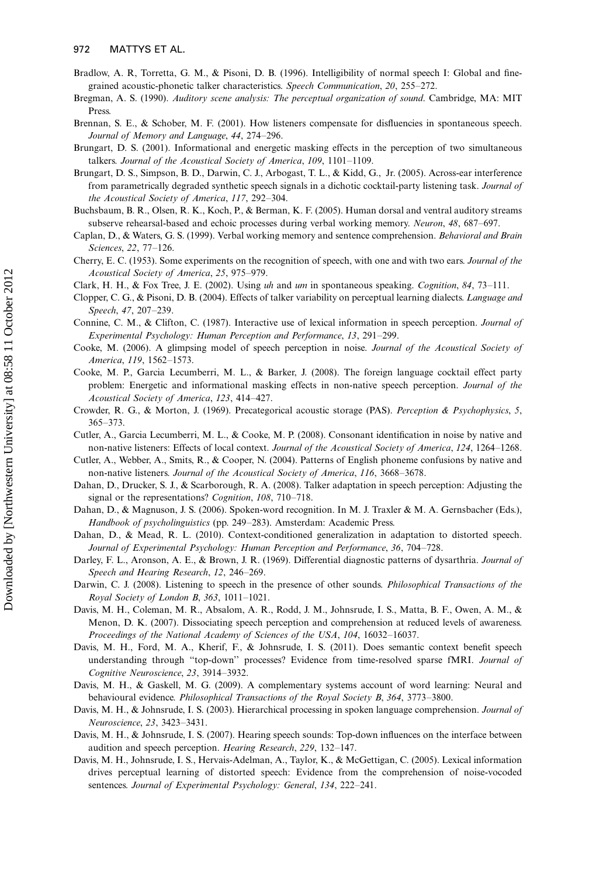Bradlow, A. R, Torretta, G. M., & Pisoni, D. B. (1996). Intelligibility of normal speech I: Global and fine-grained acoustic-phonetic talker characteristics. *Speech Communication*, *20*, 255–272.

Bregman, A. S. (1990). *Auditory scene analysis: The perceptual organization of sound*. Cambridge, MA: MIT Press.

Brennan, S. E., & Schober, M. F. (2001). How listeners compensate for disfluencies in spontaneous speech. *Journal of Memory and Language*, *44*, 274–296.

Brungart, D. S. (2001). Informational and energetic masking effects in the perception of two simultaneous talkers. *Journal of the Acoustical Society of America*, *109*, 1101–1109.

Brungart, D. S., Simpson, B. D., Darwin, C. J., Arbogast, T. L., & Kidd, G., Jr. (2005). Across-ear interference from parametrically degraded synthetic speech signals in a dichotic cocktail-party listening task. *Journal of the Acoustical Society of America*, *117*, 292–304.

Buchsbaum, B. R., Olsen, R. K., Koch, P., & Berman, K. F. (2005). Human dorsal and ventral auditory streams subserve rehearsal-based and echoic processes during verbal working memory. *Neuron*, *48*, 687–697.

Caplan, D., & Waters, G. S. (1999). Verbal working memory and sentence comprehension. *Behavioral and Brain Sciences*, *22*, 77–126.

Cherry, E. C. (1953). Some experiments on the recognition of speech, with one and with two ears. *Journal of the Acoustical Society of America*, *25*, 975–979.

Clark, H. H., & Fox Tree, J. E. (2002). Using *uh* and *um* in spontaneous speaking. *Cognition*, *84*, 73–111.

Clopper, C. G., & Pisoni, D. B. (2004). Effects of talker variability on perceptual learning dialects. *Language and Speech*, *47*, 207–239.

Connine, C. M., & Clifton, C. (1987). Interactive use of lexical information in speech perception. *Journal of Experimental Psychology: Human Perception and Performance*, *13*, 291–299.

Cooke, M. (2006). A glimpsing model of speech perception in noise. *Journal of the Acoustical Society of America*, *119*, 1562–1573.

Cooke, M. P., Garcia Lecumberri, M. L., & Barker, J. (2008). The foreign language cocktail effect party problem: Energetic and informational masking effects in non-native speech perception. *Journal of the Acoustical Society of America*, *123*, 414–427.

Crowder, R. G., & Morton, J. (1969). Precategorical acoustic storage (PAS). *Perception & Psychophysics*, *5*, 365–373.

Cutler, A., Garcia Lecumberri, M. L., & Cooke, M. P. (2008). Consonant identification in noise by native and non-native listeners: Effects of local context. *Journal of the Acoustical Society of America*, *124*, 1264–1268.

Cutler, A., Webber, A., Smits, R., & Cooper, N. (2004). Patterns of English phoneme confusions by native and non-native listeners. *Journal of the Acoustical Society of America*, *116*, 3668–3678.

Dahan, D., Drucker, S. J., & Scarborough, R. A. (2008). Talker adaptation in speech perception: Adjusting the signal or the representations? *Cognition*, *108*, 710–718.

Dahan, D., & Magnuson, J. S. (2006). Spoken-word recognition. In M. J. Traxler & M. A. Gernsbacher (Eds.), *Handbook of psycholinguistics* (pp. 249–283). Amsterdam: Academic Press.

Dahan, D., & Mead, R. L. (2010). Context-conditioned generalization in adaptation to distorted speech. *Journal of Experimental Psychology: Human Perception and Performance*, *36*, 704–728.

Darley, F. L., Aronson, A. E., & Brown, J. R. (1969). Differential diagnostic patterns of dysarthria. *Journal of Speech and Hearing Research*, *12*, 246–269.

Darwin, C. J. (2008). Listening to speech in the presence of other sounds. *Philosophical Transactions of the Royal Society of London B*, *363*, 1011–1021.

Davis, M. H., Coleman, M. R., Absalom, A. R., Rodd, J. M., Johnsrude, I. S., Matta, B. F., Owen, A. M., & Menon, D. K. (2007). Dissociating speech perception and comprehension at reduced levels of awareness. *Proceedings of the National Academy of Sciences of the USA*, *104*, 16032–16037.

Davis, M. H., Ford, M. A., Kherif, F., & Johnsrude, I. S. (2011). Does semantic context benefit speech understanding through ''top-down'' processes? Evidence from time-resolved sparse fMRI. *Journal of Cognitive Neuroscience*, *23*, 3914–3932.

Davis, M. H., & Gaskell, M. G. (2009). A complementary systems account of word learning: Neural and behavioural evidence. *Philosophical Transactions of the Royal Society B*, *364*, 3773–3800.

Davis, M. H., & Johnsrude, I. S. (2003). Hierarchical processing in spoken language comprehension. *Journal of Neuroscience*, *23*, 3423–3431.

Davis, M. H., & Johnsrude, I. S. (2007). Hearing speech sounds: Top-down influences on the interface between audition and speech perception. *Hearing Research*, *229*, 132–147.

Davis, M. H., Johnsrude, I. S., Hervais-Adelman, A., Taylor, K., & McGettigan, C. (2005). Lexical information drives perceptual learning of distorted speech: Evidence from the comprehension of noise-vocoded sentences. *Journal of Experimental Psychology: General*, *134*, 222–241.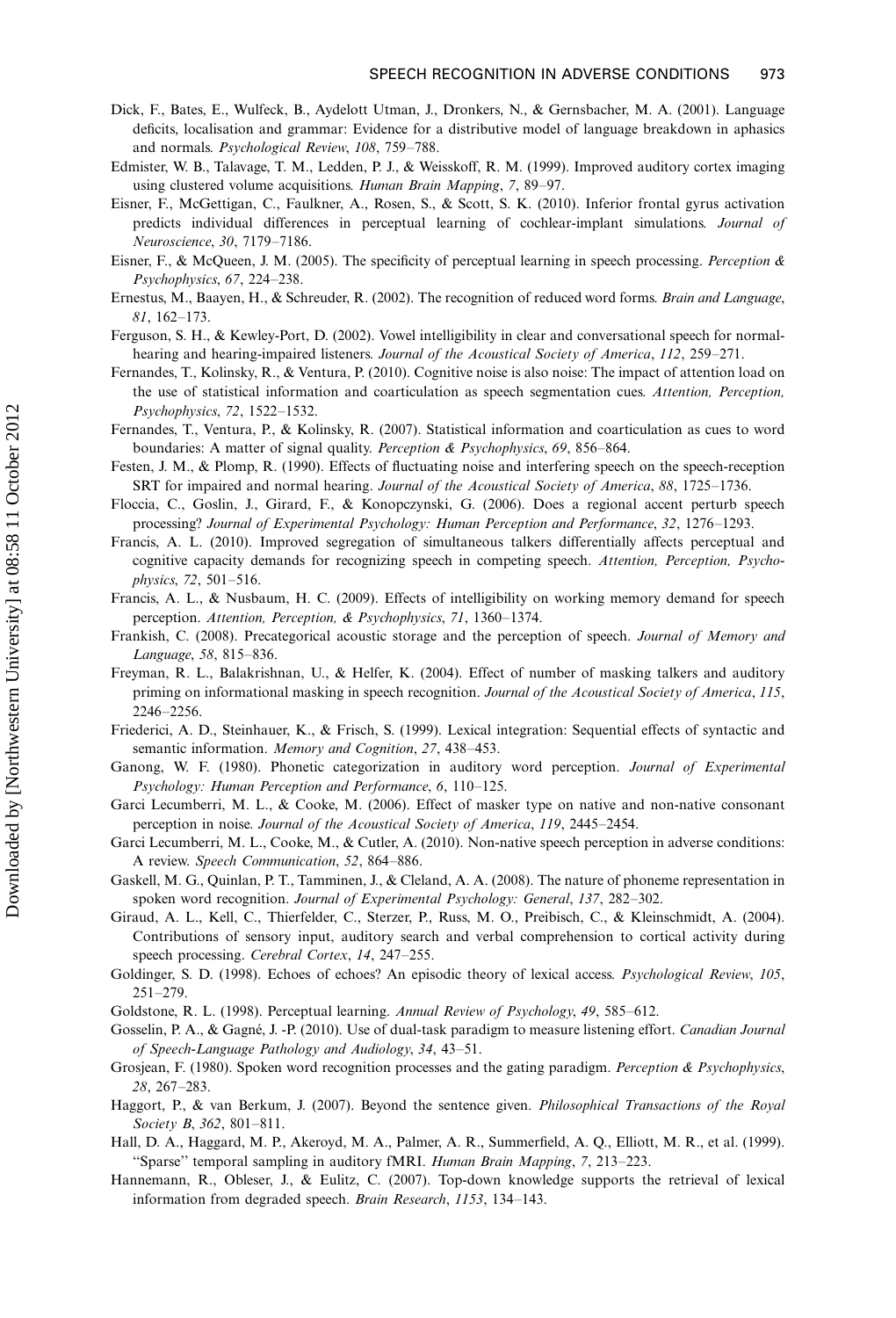Dick, F., Bates, E., Wulfeck, B., Aydelott Utman, J., Dronkers, N., & Gernsbacher, M. A. (2001). Language deficits, localisation and grammar: Evidence for a distributive model of language breakdown in aphasics and normals. *Psychological Review*, *108*, 759–788.

Edmister, W. B., Talavage, T. M., Ledden, P. J., & Weisskoff, R. M. (1999). Improved auditory cortex imaging using clustered volume acquisitions. *Human Brain Mapping*, *7*, 89–97.

Eisner, F., McGettigan, C., Faulkner, A., Rosen, S., & Scott, S. K. (2010). Inferior frontal gyrus activation predicts individual differences in perceptual learning of cochlear-implant simulations. *Journal of Neuroscience*, *30*, 7179–7186.

Eisner, F., & McQueen, J. M. (2005). The specificity of perceptual learning in speech processing. *Perception & Psychophysics*, *67*, 224–238.

Ernestus, M., Baayen, H., & Schreuder, R. (2002). The recognition of reduced word forms. *Brain and Language*, *81*, 162–173.

Ferguson, S. H., & Kewley-Port, D. (2002). Vowel intelligibility in clear and conversational speech for normal-hearing and hearing-impaired listeners. *Journal of the Acoustical Society of America*, *112*, 259–271.

Fernandes, T., Kolinsky, R., & Ventura, P. (2010). Cognitive noise is also noise: The impact of attention load on the use of statistical information and coarticulation as speech segmentation cues. *Attention, Perception, Psychophysics*, *72*, 1522–1532.

Fernandes, T., Ventura, P., & Kolinsky, R. (2007). Statistical information and coarticulation as cues to word boundaries: A matter of signal quality. *Perception & Psychophysics*, *69*, 856–864.

Festen, J. M., & Plomp, R. (1990). Effects of fluctuating noise and interfering speech on the speech-reception SRT for impaired and normal hearing. *Journal of the Acoustical Society of America*, *88*, 1725–1736.

Floccia, C., Goslin, J., Girard, F., & Konopczynski, G. (2006). Does a regional accent perturb speech processing? *Journal of Experimental Psychology: Human Perception and Performance*, *32*, 1276–1293.

Francis, A. L. (2010). Improved segregation of simultaneous talkers differentially affects perceptual and cognitive capacity demands for recognizing speech in competing speech. *Attention, Perception, Psychophysics*, *72*, 501–516.

Francis, A. L., & Nusbaum, H. C. (2009). Effects of intelligibility on working memory demand for speech perception. *Attention, Perception, & Psychophysics*, *71*, 1360–1374.

Frankish, C. (2008). Precategorical acoustic storage and the perception of speech. *Journal of Memory and Language*, *58*, 815–836.

Freyman, R. L., Balakrishnan, U., & Helfer, K. (2004). Effect of number of masking talkers and auditory priming on informational masking in speech recognition. *Journal of the Acoustical Society of America*, *115*, 2246–2256.

Friederici, A. D., Steinhauer, K., & Frisch, S. (1999). Lexical integration: Sequential effects of syntactic and semantic information. *Memory and Cognition*, *27*, 438–453.

Ganong, W. F. (1980). Phonetic categorization in auditory word perception. *Journal of Experimental Psychology: Human Perception and Performance*, *6*, 110–125.

Garci Lecumberri, M. L., & Cooke, M. (2006). Effect of masker type on native and non-native consonant perception in noise. *Journal of the Acoustical Society of America*, *119*, 2445–2454.

Garci Lecumberri, M. L., Cooke, M., & Cutler, A. (2010). Non-native speech perception in adverse conditions: A review. *Speech Communication*, *52*, 864–886.

Gaskell, M. G., Quinlan, P. T., Tamminen, J., & Cleland, A. A. (2008). The nature of phoneme representation in spoken word recognition. *Journal of Experimental Psychology: General*, *137*, 282–302.

Giraud, A. L., Kell, C., Thierfelder, C., Sterzer, P., Russ, M. O., Preibisch, C., & Kleinschmidt, A. (2004). Contributions of sensory input, auditory search and verbal comprehension to cortical activity during speech processing. *Cerebral Cortex*, *14*, 247–255.

Goldinger, S. D. (1998). Echoes of echoes? An episodic theory of lexical access. *Psychological Review*, *105*, 251–279.

Goldstone, R. L. (1998). Perceptual learning. *Annual Review of Psychology*, *49*, 585–612.

Gosselin, P. A., & Gagné, J. -P. (2010). Use of dual-task paradigm to measure listening effort. *Canadian Journal of Speech-Language Pathology and Audiology*, *34*, 43–51.

Grosjean, F. (1980). Spoken word recognition processes and the gating paradigm. *Perception & Psychophysics*, *28*, 267–283.

Haggort, P., & van Berkum, J. (2007). Beyond the sentence given. *Philosophical Transactions of the Royal Society B*, *362*, 801–811.

Hall, D. A., Haggard, M. P., Akeroyd, M. A., Palmer, A. R., Summerfield, A. Q., Elliott, M. R., et al. (1999). "Sparse" temporal sampling in auditory fMRI. *Human Brain Mapping*, *7*, 213–223.

Hannemann, R., Obleser, J., & Eulitz, C. (2007). Top-down knowledge supports the retrieval of lexical information from degraded speech. *Brain Research*, *1153*, 134–143.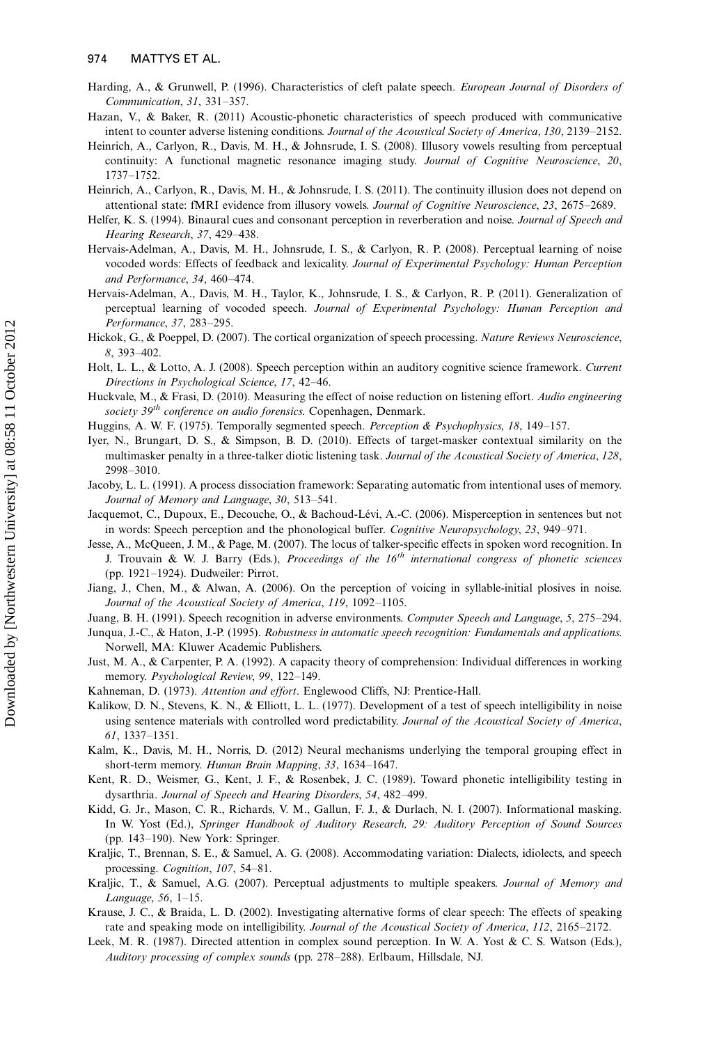Harding, A., & Grunwell, P. (1996). Characteristics of cleft palate speech. *European Journal of Disorders of Communication*, *31*, 331–357.

Hazan, V., & Baker, R. (2011) Acoustic-phonetic characteristics of speech produced with communicative intent to counter adverse listening conditions. *Journal of the Acoustical Society of America*, *130*, 2139–2152.

Heinrich, A., Carlyon, R., Davis, M. H., & Johnsrude, I. S. (2008). Illusory vowels resulting from perceptual continuity: A functional magnetic resonance imaging study. *Journal of Cognitive Neuroscience*, *20*, 1737–1752.

Heinrich, A., Carlyon, R., Davis, M. H., & Johnsrude, I. S. (2011). The continuity illusion does not depend on attentional state: fMRI evidence from illusory vowels. *Journal of Cognitive Neuroscience*, *23*, 2675–2689.

Helfer, K. S. (1994). Binaural cues and consonant perception in reverberation and noise. *Journal of Speech and Hearing Research*, *37*, 429–438.

Hervais-Adelman, A., Davis, M. H., Johnsrude, I. S., & Carlyon, R. P. (2008). Perceptual learning of noise vocoded words: Effects of feedback and lexicality. *Journal of Experimental Psychology: Human Perception and Performance*, *34*, 460–474.

Hervais-Adelman, A., Davis, M. H., Taylor, K., Johnsrude, I. S., & Carlyon, R. P. (2011). Generalization of perceptual learning of vocoded speech. *Journal of Experimental Psychology: Human Perception and Performance*, *37*, 283–295.

Hickok, G., & Poeppel, D. (2007). The cortical organization of speech processing. *Nature Reviews Neuroscience*, *8*, 393–402.

Holt, L. L., & Lotto, A. J. (2008). Speech perception within an auditory cognitive science framework. *Current Directions in Psychological Science*, *17*, 42–46.

Huckvale, M., & Frasi, D. (2010). Measuring the effect of noise reduction on listening effort. *Audio engineering society 39th conference on audio forensics.* Copenhagen, Denmark.

Huggins, A. W. F. (1975). Temporally segmented speech. *Perception & Psychophysics*, *18*, 149–157.

Iyer, N., Brungart, D. S., & Simpson, B. D. (2010). Effects of target-masker contextual similarity on the multimasker penalty in a three-talker diotic listening task. *Journal of the Acoustical Society of America*, *128*, 2998–3010.

Jacoby, L. L. (1991). A process dissociation framework: Separating automatic from intentional uses of memory. *Journal of Memory and Language*, *30*, 513–541.

Jacquemot, C., Dupoux, E., Decouche, O., & Bachoud-Lévi, A.-C. (2006). Misperception in sentences but not in words: Speech perception and the phonological buffer. *Cognitive Neuropsychology*, *23*, 949–971.

Jesse, A., McQueen, J. M., & Page, M. (2007). The locus of talker-specific effects in spoken word recognition. In J. Trouvain & W. J. Barry (Eds.), *Proceedings of the 16th international congress of phonetic sciences* (pp. 1921–1924). Dudweiler: Pirrot.

Jiang, J., Chen, M., & Alwan, A. (2006). On the perception of voicing in syllable-initial plosives in noise. *Journal of the Acoustical Society of America*, *119*, 1092–1105.

Juang, B. H. (1991). Speech recognition in adverse environments. *Computer Speech and Language*, *5*, 275–294.

Junqua, J.-C., & Haton, J.-P. (1995). *Robustness in automatic speech recognition: Fundamentals and applications.* Norwell, MA: Kluwer Academic Publishers.

Just, M. A., & Carpenter, P. A. (1992). A capacity theory of comprehension: Individual differences in working memory. *Psychological Review*, *99*, 122–149.

Kahneman, D. (1973). *Attention and effort*. Englewood Cliffs, NJ: Prentice-Hall.

Kalikow, D. N., Stevens, K. N., & Elliott, L. L. (1977). Development of a test of speech intelligibility in noise using sentence materials with controlled word predictability. *Journal of the Acoustical Society of America*, *61*, 1337–1351.

Kalm, K., Davis, M. H., Norris, D. (2012) Neural mechanisms underlying the temporal grouping effect in short-term memory. *Human Brain Mapping*, *33*, 1634–1647.

Kent, R. D., Weismer, G., Kent, J. F., & Rosenbek, J. C. (1989). Toward phonetic intelligibility testing in dysarthria. *Journal of Speech and Hearing Disorders*, *54*, 482–499.

Kidd, G. Jr., Mason, C. R., Richards, V. M., Gallun, F. J., & Durlach, N. I. (2007). Informational masking. In W. Yost (Ed.), *Springer Handbook of Auditory Research, 29: Auditory Perception of Sound Sources* (pp. 143–190). New York: Springer.

Kraljic, T., Brennan, S. E., & Samuel, A. G. (2008). Accommodating variation: Dialects, idiolects, and speech processing. *Cognition*, *107*, 54–81.

Kraljic, T., & Samuel, A.G. (2007). Perceptual adjustments to multiple speakers. *Journal of Memory and Language*, *56*, 1–15.

Krause, J. C., & Braida, L. D. (2002). Investigating alternative forms of clear speech: The effects of speaking rate and speaking mode on intelligibility. *Journal of the Acoustical Society of America*, *112*, 2165–2172.

Leek, M. R. (1987). Directed attention in complex sound perception. In W. A. Yost & C. S. Watson (Eds.), *Auditory processing of complex sounds* (pp. 278–288). Erlbaum, Hillsdale, NJ.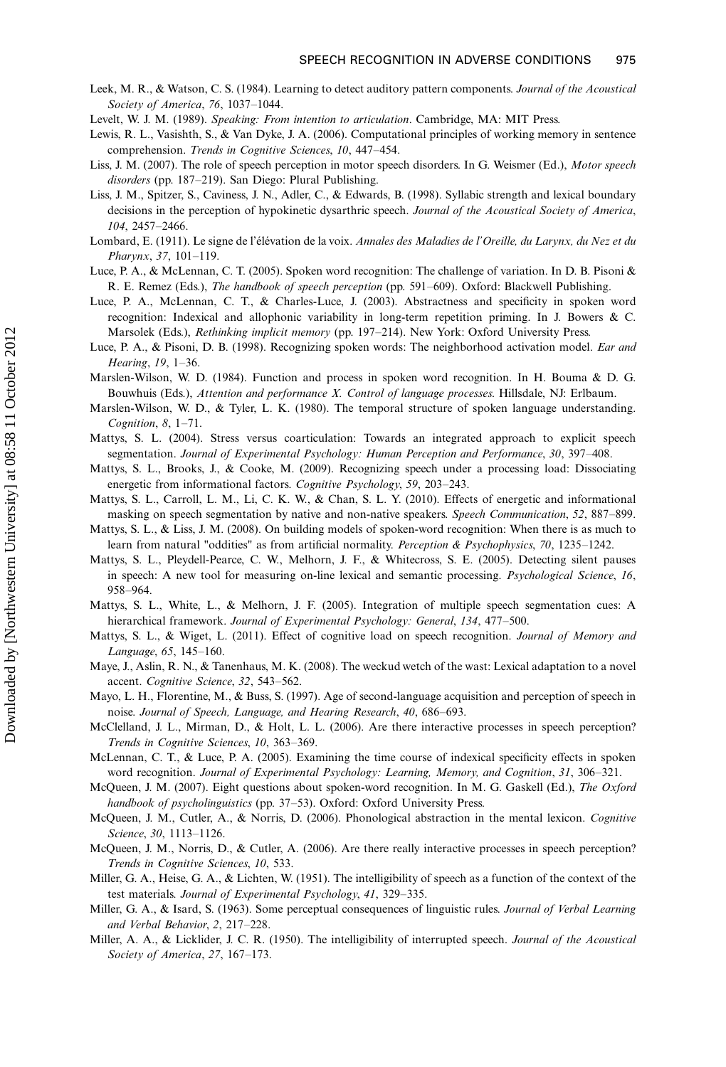Leek, M. R., & Watson, C. S. (1984). Learning to detect auditory pattern components. *Journal of the Acoustical Society of America*, *76*, 1037–1044.

Levelt, W. J. M. (1989). *Speaking: From intention to articulation*. Cambridge, MA: MIT Press.

Lewis, R. L., Vasishth, S., & Van Dyke, J. A. (2006). Computational principles of working memory in sentence comprehension. *Trends in Cognitive Sciences*, *10*, 447–454.

Liss, J. M. (2007). The role of speech perception in motor speech disorders. In G. Weismer (Ed.), *Motor speech disorders* (pp. 187–219). San Diego: Plural Publishing.

Liss, J. M., Spitzer, S., Caviness, J. N., Adler, C., & Edwards, B. (1998). Syllabic strength and lexical boundary decisions in the perception of hypokinetic dysarthric speech. *Journal of the Acoustical Society of America*, *104*, 2457–2466.

Lombard, E. (1911). Le signe de l'élévation de la voix. *Annales des Maladies de l'Oreille, du Larynx, du Nez et du Pharynx*, *37*, 101–119.

Luce, P. A., & McLennan, C. T. (2005). Spoken word recognition: The challenge of variation. In D. B. Pisoni & R. E. Remez (Eds.), *The handbook of speech perception* (pp. 591–609). Oxford: Blackwell Publishing.

Luce, P. A., McLennan, C. T., & Charles-Luce, J. (2003). Abstractness and specificity in spoken word recognition: Indexical and allophonic variability in long-term repetition priming. In J. Bowers & C. Marsolek (Eds.), *Rethinking implicit memory* (pp. 197–214). New York: Oxford University Press.

Luce, P. A., & Pisoni, D. B. (1998). Recognizing spoken words: The neighborhood activation model. *Ear and Hearing*, *19*, 1–36.

Marslen-Wilson, W. D. (1984). Function and process in spoken word recognition. In H. Bouma & D. G. Bouwhuis (Eds.), *Attention and performance X. Control of language processes.* Hillsdale, NJ: Erlbaum.

Marslen-Wilson, W. D., & Tyler, L. K. (1980). The temporal structure of spoken language understanding. *Cognition*, *8*, 1–71.

Mattys, S. L. (2004). Stress versus coarticulation: Towards an integrated approach to explicit speech segmentation. *Journal of Experimental Psychology: Human Perception and Performance*, *30*, 397–408.

Mattys, S. L., Brooks, J., & Cooke, M. (2009). Recognizing speech under a processing load: Dissociating energetic from informational factors. *Cognitive Psychology*, *59*, 203–243.

Mattys, S. L., Carroll, L. M., Li, C. K. W., & Chan, S. L. Y. (2010). Effects of energetic and informational masking on speech segmentation by native and non-native speakers. *Speech Communication*, *52*, 887–899.

Mattys, S. L., & Liss, J. M. (2008). On building models of spoken-word recognition: When there is as much to learn from natural "oddities" as from artificial normality. *Perception & Psychophysics*, *70*, 1235–1242.

Mattys, S. L., Pleydell-Pearce, C. W., Melhorn, J. F., & Whitecross, S. E. (2005). Detecting silent pauses in speech: A new tool for measuring on-line lexical and semantic processing. *Psychological Science*, *16*, 958–964.

Mattys, S. L., White, L., & Melhorn, J. F. (2005). Integration of multiple speech segmentation cues: A hierarchical framework. *Journal of Experimental Psychology: General*, *134*, 477–500.

Mattys, S. L., & Wiget, L. (2011). Effect of cognitive load on speech recognition. *Journal of Memory and Language*, *65*, 145–160.

Maye, J., Aslin, R. N., & Tanenhaus, M. K. (2008). The weckud wetch of the wast: Lexical adaptation to a novel accent. *Cognitive Science*, *32*, 543–562.

Mayo, L. H., Florentine, M., & Buss, S. (1997). Age of second-language acquisition and perception of speech in noise. *Journal of Speech, Language, and Hearing Research*, *40*, 686–693.

McClelland, J. L., Mirman, D., & Holt, L. L. (2006). Are there interactive processes in speech perception? *Trends in Cognitive Sciences*, *10*, 363–369.

McLennan, C. T., & Luce, P. A. (2005). Examining the time course of indexical specificity effects in spoken word recognition. *Journal of Experimental Psychology: Learning, Memory, and Cognition*, *31*, 306–321.

McQueen, J. M. (2007). Eight questions about spoken-word recognition. In M. G. Gaskell (Ed.), *The Oxford handbook of psycholinguistics* (pp. 37–53). Oxford: Oxford University Press.

McQueen, J. M., Cutler, A., & Norris, D. (2006). Phonological abstraction in the mental lexicon. *Cognitive Science*, *30*, 1113–1126.

McQueen, J. M., Norris, D., & Cutler, A. (2006). Are there really interactive processes in speech perception? *Trends in Cognitive Sciences*, *10*, 533.

Miller, G. A., Heise, G. A., & Lichten, W. (1951). The intelligibility of speech as a function of the context of the test materials. *Journal of Experimental Psychology*, *41*, 329–335.

Miller, G. A., & Isard, S. (1963). Some perceptual consequences of linguistic rules. *Journal of Verbal Learning and Verbal Behavior*, *2*, 217–228.

Miller, A. A., & Licklider, J. C. R. (1950). The intelligibility of interrupted speech. *Journal of the Acoustical Society of America*, *27*, 167–173.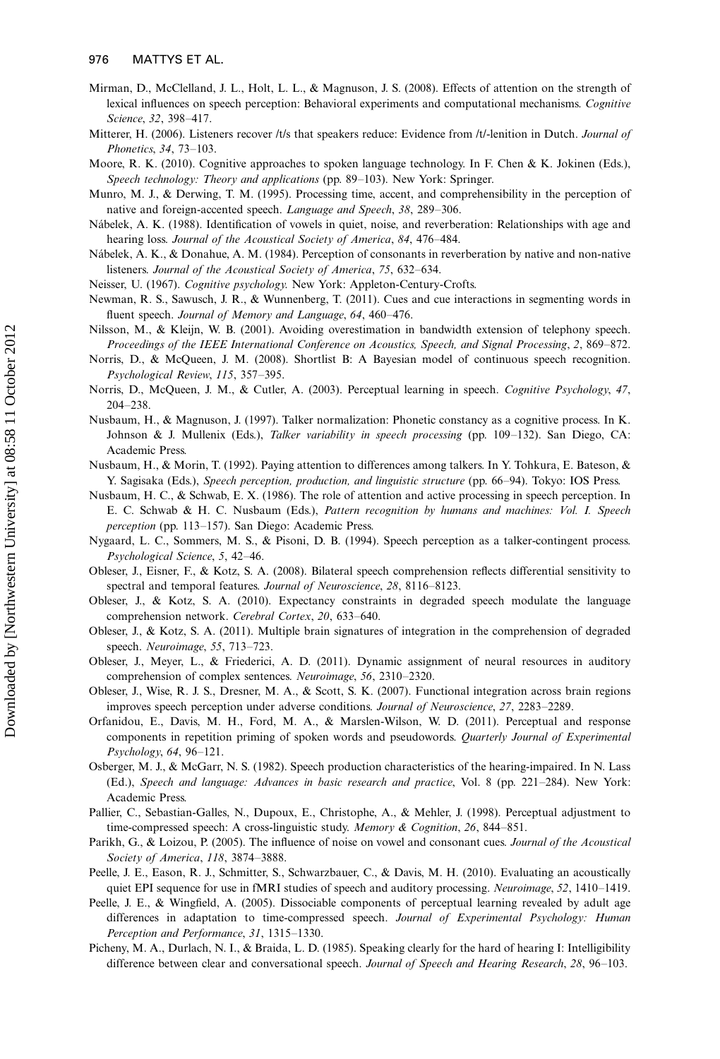Mirman, D., McClelland, J. L., Holt, L. L., & Magnuson, J. S. (2008). Effects of attention on the strength of lexical influences on speech perception: Behavioral experiments and computational mechanisms. *Cognitive Science*, *32*, 398–417.

Mitterer, H. (2006). Listeners recover /t/s that speakers reduce: Evidence from /t/-lenition in Dutch. *Journal of Phonetics*, *34*, 73–103.

Moore, R. K. (2010). Cognitive approaches to spoken language technology. In F. Chen & K. Jokinen (Eds.), *Speech technology: Theory and applications* (pp. 89–103). New York: Springer.

Munro, M. J., & Derwing, T. M. (1995). Processing time, accent, and comprehensibility in the perception of native and foreign-accented speech. *Language and Speech*, *38*, 289–306.

Nábelek, A. K. (1988). Identification of vowels in quiet, noise, and reverberation: Relationships with age and hearing loss. *Journal of the Acoustical Society of America*, *84*, 476–484.

Nábelek, A. K., & Donahue, A. M. (1984). Perception of consonants in reverberation by native and non-native listeners. *Journal of the Acoustical Society of America*, *75*, 632–634.

Neisser, U. (1967). *Cognitive psychology.* New York: Appleton-Century-Crofts.

Newman, R. S., Sawusch, J. R., & Wunnenberg, T. (2011). Cues and cue interactions in segmenting words in fluent speech. *Journal of Memory and Language*, *64*, 460–476.

Nilsson, M., & Kleijn, W. B. (2001). Avoiding overestimation in bandwidth extension of telephony speech. *Proceedings of the IEEE International Conference on Acoustics, Speech, and Signal Processing*, *2*, 869–872.

Norris, D., & McQueen, J. M. (2008). Shortlist B: A Bayesian model of continuous speech recognition. *Psychological Review*, *115*, 357–395.

Norris, D., McQueen, J. M., & Cutler, A. (2003). Perceptual learning in speech. *Cognitive Psychology*, *47*, 204–238.

Nusbaum, H., & Magnuson, J. (1997). Talker normalization: Phonetic constancy as a cognitive process. In K. Johnson & J. Mullenix (Eds.), *Talker variability in speech processing* (pp. 109–132). San Diego, CA: Academic Press.

Nusbaum, H., & Morin, T. (1992). Paying attention to differences among talkers. In Y. Tohkura, E. Bateson, & Y. Sagisaka (Eds.), *Speech perception, production, and linguistic structure* (pp. 66–94). Tokyo: IOS Press.

Nusbaum, H. C., & Schwab, E. X. (1986). The role of attention and active processing in speech perception. In E. C. Schwab & H. C. Nusbaum (Eds.), *Pattern recognition by humans and machines: Vol. I. Speech perception* (pp. 113–157). San Diego: Academic Press.

Nygaard, L. C., Sommers, M. S., & Pisoni, D. B. (1994). Speech perception as a talker-contingent process. *Psychological Science*, *5*, 42–46.

Obleser, J., Eisner, F., & Kotz, S. A. (2008). Bilateral speech comprehension reflects differential sensitivity to spectral and temporal features. *Journal of Neuroscience*, *28*, 8116–8123.

Obleser, J., & Kotz, S. A. (2010). Expectancy constraints in degraded speech modulate the language comprehension network. *Cerebral Cortex*, *20*, 633–640.

Obleser, J., & Kotz, S. A. (2011). Multiple brain signatures of integration in the comprehension of degraded speech. *Neuroimage*, *55*, 713–723.

Obleser, J., Meyer, L., & Friederici, A. D. (2011). Dynamic assignment of neural resources in auditory comprehension of complex sentences. *Neuroimage*, *56*, 2310–2320.

Obleser, J., Wise, R. J. S., Dresner, M. A., & Scott, S. K. (2007). Functional integration across brain regions improves speech perception under adverse conditions. *Journal of Neuroscience*, *27*, 2283–2289.

Orfanidou, E., Davis, M. H., Ford, M. A., & Marslen-Wilson, W. D. (2011). Perceptual and response components in repetition priming of spoken words and pseudowords. *Quarterly Journal of Experimental Psychology*, *64*, 96–121.

Osberger, M. J., & McGarr, N. S. (1982). Speech production characteristics of the hearing-impaired. In N. Lass (Ed.), *Speech and language: Advances in basic research and practice*, Vol. 8 (pp. 221–284). New York: Academic Press.

Pallier, C., Sebastian-Galles, N., Dupoux, E., Christophe, A., & Mehler, J. (1998). Perceptual adjustment to time-compressed speech: A cross-linguistic study. *Memory & Cognition*, *26*, 844–851.

Parikh, G., & Loizou, P. (2005). The influence of noise on vowel and consonant cues. *Journal of the Acoustical Society of America*, *118*, 3874–3888.

Peelle, J. E., Eason, R. J., Schmitter, S., Schwarzbauer, C., & Davis, M. H. (2010). Evaluating an acoustically quiet EPI sequence for use in fMRI studies of speech and auditory processing. *Neuroimage*, *52*, 1410–1419.

Peelle, J. E., & Wingfield, A. (2005). Dissociable components of perceptual learning revealed by adult age differences in adaptation to time-compressed speech. *Journal of Experimental Psychology: Human Perception and Performance*, *31*, 1315–1330.

Picheny, M. A., Durlach, N. I., & Braida, L. D. (1985). Speaking clearly for the hard of hearing I: Intelligibility difference between clear and conversational speech. *Journal of Speech and Hearing Research*, *28*, 96–103.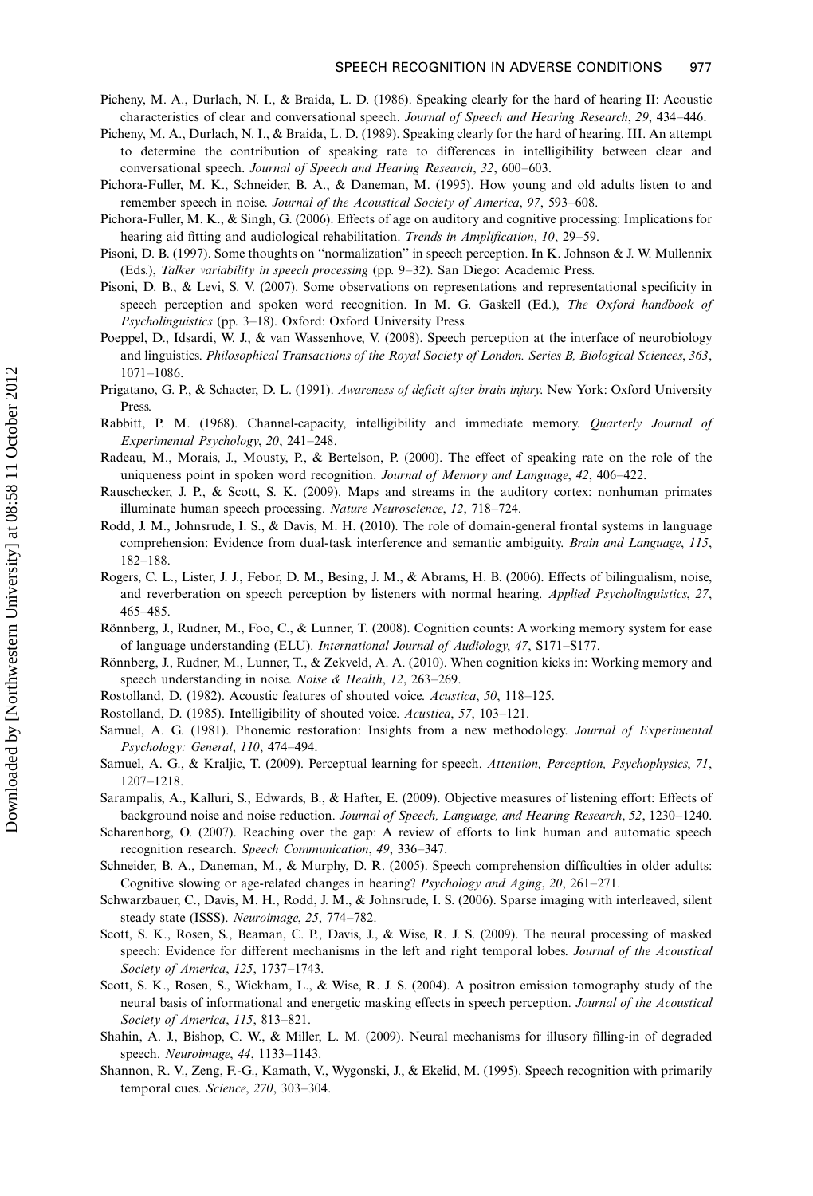Picheny, M. A., Durlach, N. I., & Braida, L. D. (1986). Speaking clearly for the hard of hearing II: Acoustic characteristics of clear and conversational speech. *Journal of Speech and Hearing Research*, *29*, 434–446.

Picheny, M. A., Durlach, N. I., & Braida, L. D. (1989). Speaking clearly for the hard of hearing. III. An attempt to determine the contribution of speaking rate to differences in intelligibility between clear and conversational speech. *Journal of Speech and Hearing Research*, *32*, 600–603.

Pichora-Fuller, M. K., Schneider, B. A., & Daneman, M. (1995). How young and old adults listen to and remember speech in noise. *Journal of the Acoustical Society of America*, *97*, 593–608.

Pichora-Fuller, M. K., & Singh, G. (2006). Effects of age on auditory and cognitive processing: Implications for hearing aid fitting and audiological rehabilitation. *Trends in Amplification*, *10*, 29–59.

Pisoni, D. B. (1997). Some thoughts on ''normalization'' in speech perception. In K. Johnson & J. W. Mullennix (Eds.), *Talker variability in speech processing* (pp. 9–32). San Diego: Academic Press.

Pisoni, D. B., & Levi, S. V. (2007). Some observations on representations and representational specificity in speech perception and spoken word recognition. In M. G. Gaskell (Ed.), *The Oxford handbook of Psycholinguistics* (pp. 3–18). Oxford: Oxford University Press.

Poeppel, D., Idsardi, W. J., & van Wassenhove, V. (2008). Speech perception at the interface of neurobiology and linguistics. *Philosophical Transactions of the Royal Society of London. Series B, Biological Sciences*, *363*, 1071–1086.

Prigatano, G. P., & Schacter, D. L. (1991). *Awareness of deficit after brain injury*. New York: Oxford University Press.

Rabbitt, P. M. (1968). Channel-capacity, intelligibility and immediate memory. *Quarterly Journal of Experimental Psychology*, *20*, 241–248.

Radeau, M., Morais, J., Mousty, P., & Bertelson, P. (2000). The effect of speaking rate on the role of the uniqueness point in spoken word recognition. *Journal of Memory and Language*, *42*, 406–422.

Rauschecker, J. P., & Scott, S. K. (2009). Maps and streams in the auditory cortex: nonhuman primates illuminate human speech processing. *Nature Neuroscience*, *12*, 718–724.

Rodd, J. M., Johnsrude, I. S., & Davis, M. H. (2010). The role of domain-general frontal systems in language comprehension: Evidence from dual-task interference and semantic ambiguity. *Brain and Language*, *115*, 182–188.

Rogers, C. L., Lister, J. J., Febor, D. M., Besing, J. M., & Abrams, H. B. (2006). Effects of bilingualism, noise, and reverberation on speech perception by listeners with normal hearing. *Applied Psycholinguistics*, *27*, 465–485.

Rönnberg, J., Rudner, M., Foo, C., & Lunner, T. (2008). Cognition counts: A working memory system for ease of language understanding (ELU). *International Journal of Audiology*, *47*, S171–S177.

Rönnberg, J., Rudner, M., Lunner, T., & Zekveld, A. A. (2010). When cognition kicks in: Working memory and speech understanding in noise. *Noise & Health*, *12*, 263–269.

Rostolland, D. (1982). Acoustic features of shouted voice. *Acustica*, *50*, 118–125.

Rostolland, D. (1985). Intelligibility of shouted voice. *Acustica*, *57*, 103–121.

Samuel, A. G. (1981). Phonemic restoration: Insights from a new methodology. *Journal of Experimental Psychology: General*, *110*, 474–494.

Samuel, A. G., & Kraljic, T. (2009). Perceptual learning for speech. *Attention, Perception, Psychophysics*, *71*, 1207–1218.

Sarampalis, A., Kalluri, S., Edwards, B., & Hafter, E. (2009). Objective measures of listening effort: Effects of background noise and noise reduction. *Journal of Speech, Language, and Hearing Research*, *52*, 1230–1240.

Scharenborg, O. (2007). Reaching over the gap: A review of efforts to link human and automatic speech recognition research. *Speech Communication*, *49*, 336–347.

Schneider, B. A., Daneman, M., & Murphy, D. R. (2005). Speech comprehension difficulties in older adults: Cognitive slowing or age-related changes in hearing? *Psychology and Aging*, *20*, 261–271.

Schwarzbauer, C., Davis, M. H., Rodd, J. M., & Johnsrude, I. S. (2006). Sparse imaging with interleaved, silent steady state (ISSS). *Neuroimage*, *25*, 774–782.

Scott, S. K., Rosen, S., Beaman, C. P., Davis, J., & Wise, R. J. S. (2009). The neural processing of masked speech: Evidence for different mechanisms in the left and right temporal lobes. *Journal of the Acoustical Society of America*, *125*, 1737–1743.

Scott, S. K., Rosen, S., Wickham, L., & Wise, R. J. S. (2004). A positron emission tomography study of the neural basis of informational and energetic masking effects in speech perception. *Journal of the Acoustical Society of America*, *115*, 813–821.

Shahin, A. J., Bishop, C. W., & Miller, L. M. (2009). Neural mechanisms for illusory filling-in of degraded speech. *Neuroimage*, *44*, 1133–1143.

Shannon, R. V., Zeng, F.-G., Kamath, V., Wygonski, J., & Ekelid, M. (1995). Speech recognition with primarily temporal cues. *Science*, *270*, 303–304.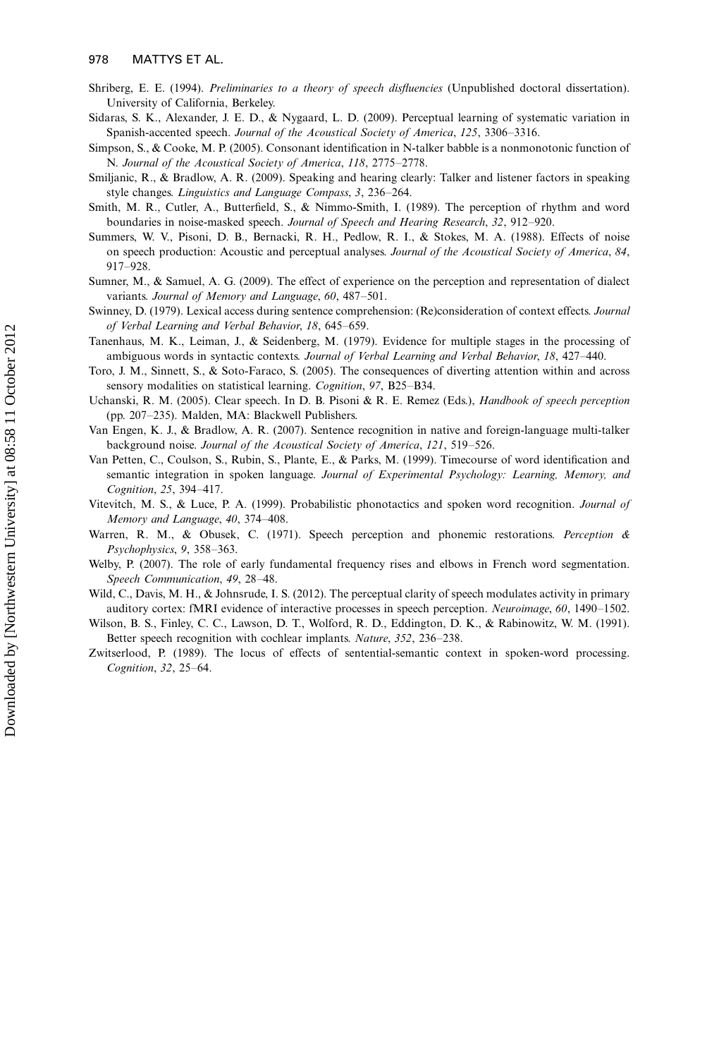Shriberg, E. E. (1994). *Preliminaries to a theory of speech disfluencies* (Unpublished doctoral dissertation). University of California, Berkeley.

Sidaras, S. K., Alexander, J. E. D., & Nygaard, L. D. (2009). Perceptual learning of systematic variation in Spanish-accented speech. *Journal of the Acoustical Society of America*, *125*, 3306–3316.

Simpson, S., & Cooke, M. P. (2005). Consonant identification in N-talker babble is a nonmonotonic function of N. *Journal of the Acoustical Society of America*, *118*, 2775–2778.

Smiljanic, R., & Bradlow, A. R. (2009). Speaking and hearing clearly: Talker and listener factors in speaking style changes. *Linguistics and Language Compass*, *3*, 236–264.

Smith, M. R., Cutler, A., Butterfield, S., & Nimmo-Smith, I. (1989). The perception of rhythm and word boundaries in noise-masked speech. *Journal of Speech and Hearing Research*, *32*, 912–920.

Summers, W. V., Pisoni, D. B., Bernacki, R. H., Pedlow, R. I., & Stokes, M. A. (1988). Effects of noise on speech production: Acoustic and perceptual analyses. *Journal of the Acoustical Society of America*, *84*, 917–928.

Sumner, M., & Samuel, A. G. (2009). The effect of experience on the perception and representation of dialect variants. *Journal of Memory and Language*, *60*, 487–501.

Swinney, D. (1979). Lexical access during sentence comprehension: (Re)consideration of context effects. *Journal of Verbal Learning and Verbal Behavior*, *18*, 645–659.

Tanenhaus, M. K., Leiman, J., & Seidenberg, M. (1979). Evidence for multiple stages in the processing of ambiguous words in syntactic contexts. *Journal of Verbal Learning and Verbal Behavior*, *18*, 427–440.

Toro, J. M., Sinnett, S., & Soto-Faraco, S. (2005). The consequences of diverting attention within and across sensory modalities on statistical learning. *Cognition*, *97*, B25–B34.

Uchanski, R. M. (2005). Clear speech. In D. B. Pisoni & R. E. Remez (Eds.), *Handbook of speech perception* (pp. 207–235). Malden, MA: Blackwell Publishers.

Van Engen, K. J., & Bradlow, A. R. (2007). Sentence recognition in native and foreign-language multi-talker background noise. *Journal of the Acoustical Society of America*, *121*, 519–526.

Van Petten, C., Coulson, S., Rubin, S., Plante, E., & Parks, M. (1999). Timecourse of word identification and semantic integration in spoken language. *Journal of Experimental Psychology: Learning, Memory, and Cognition*, *25*, 394–417.

Vitevitch, M. S., & Luce, P. A. (1999). Probabilistic phonotactics and spoken word recognition. *Journal of Memory and Language*, *40*, 374–408.

Warren, R. M., & Obusek, C. (1971). Speech perception and phonemic restorations. *Perception & Psychophysics*, *9*, 358–363.

Welby, P. (2007). The role of early fundamental frequency rises and elbows in French word segmentation. *Speech Communication*, *49*, 28–48.

Wild, C., Davis, M. H., & Johnsrude, I. S. (2012). The perceptual clarity of speech modulates activity in primary auditory cortex: fMRI evidence of interactive processes in speech perception. *Neuroimage*, *60*, 1490–1502.

Wilson, B. S., Finley, C. C., Lawson, D. T., Wolford, R. D., Eddington, D. K., & Rabinowitz, W. M. (1991). Better speech recognition with cochlear implants. *Nature*, *352*, 236–238.

Zwitserlood, P. (1989). The locus of effects of sentential-semantic context in spoken-word processing. *Cognition*, *32*, 25–64.